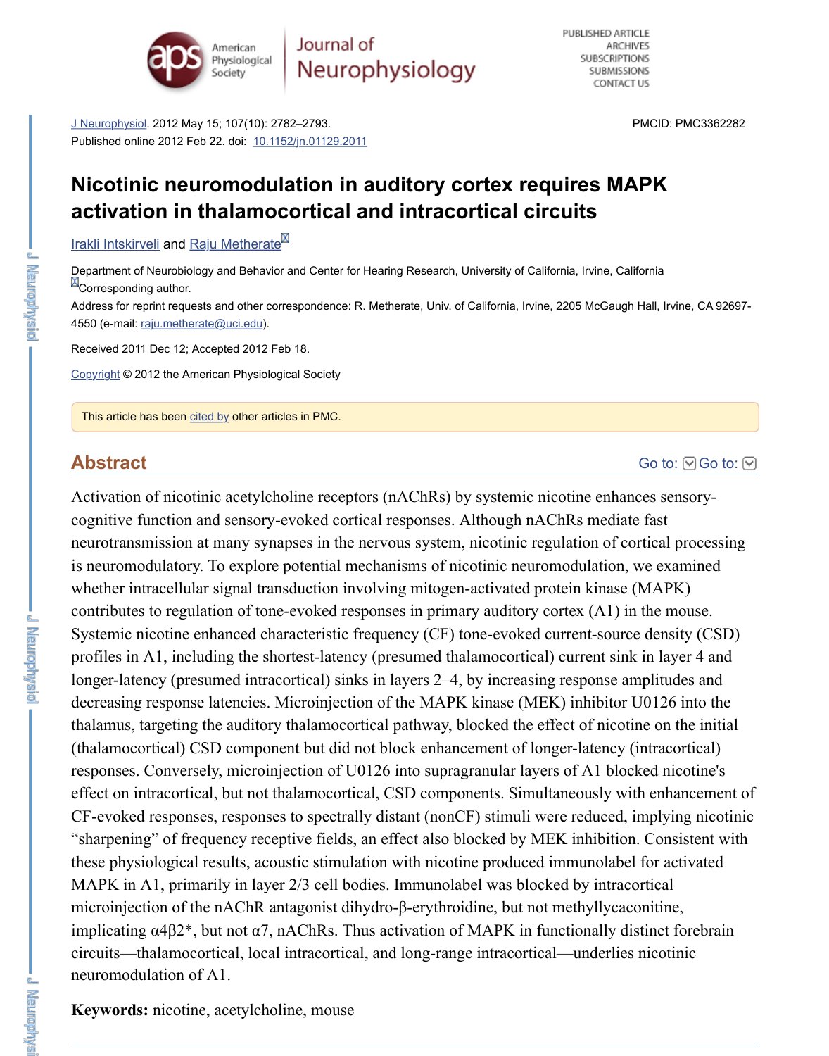J Neurophysiol. 2012 May 15; 107(10): 2782–2793.
Published online 2012 Feb 22. doi: 10.1152/jn.01129.2011

PMCID: PMC3362282

# Nicotinic neuromodulation in auditory cortex requires MAPK activation in thalamocortical and intracortical circuits

Irakli Intskirveli and Raju Metherate

Department of Neurobiology and Behavior and Center for Hearing Research, University of California, Irvine, California

Corresponding author.

Address for reprint requests and other correspondence: R. Metherate, Univ. of California, Irvine, 2205 McGaugh Hall, Irvine, CA 92697-4550 (e-mail: raju.metherate@uci.edu).

Received 2011 Dec 12; Accepted 2012 Feb 18.

Copyright © 2012 the American Physiological Society

This article has been cited by other articles in PMC.

## Abstract

Activation of nicotinic acetylcholine receptors (nAChRs) by systemic nicotine enhances sensory-cognitive function and sensory-evoked cortical responses. Although nAChRs mediate fast neurotransmission at many synapses in the nervous system, nicotinic regulation of cortical processing is neuromodulatory. To explore potential mechanisms of nicotinic neuromodulation, we examined whether intracellular signal transduction involving mitogen-activated protein kinase (MAPK) contributes to regulation of tone-evoked responses in primary auditory cortex (A1) in the mouse. Systemic nicotine enhanced characteristic frequency (CF) tone-evoked current-source density (CSD) profiles in A1, including the shortest-latency (presumed thalamocortical) current sink in layer 4 and longer-latency (presumed intracortical) sinks in layers 2–4, by increasing response amplitudes and decreasing response latencies. Microinjection of the MAPK kinase (MEK) inhibitor U0126 into the thalamus, targeting the auditory thalamocortical pathway, blocked the effect of nicotine on the initial (thalamocortical) CSD component but did not block enhancement of longer-latency (intracortical) responses. Conversely, microinjection of U0126 into supragranular layers of A1 blocked nicotine's effect on intracortical, but not thalamocortical, CSD components. Simultaneously with enhancement of CF-evoked responses, responses to spectrally distant (nonCF) stimuli were reduced, implying nicotinic "sharpening" of frequency receptive fields, an effect also blocked by MEK inhibition. Consistent with these physiological results, acoustic stimulation with nicotine produced immunolabel for activated MAPK in A1, primarily in layer 2/3 cell bodies. Immunolabel was blocked by intracortical microinjection of the nAChR antagonist dihydro-β-erythroidine, but not methyllycaconitine, implicating α4β2*, but not α7, nAChRs. Thus activation of MAPK in functionally distinct forebrain circuits—thalamocortical, local intracortical, and long-range intracortical—underlies nicotinic neuromodulation of A1.

**Keywords:** nicotine, acetylcholine, mouse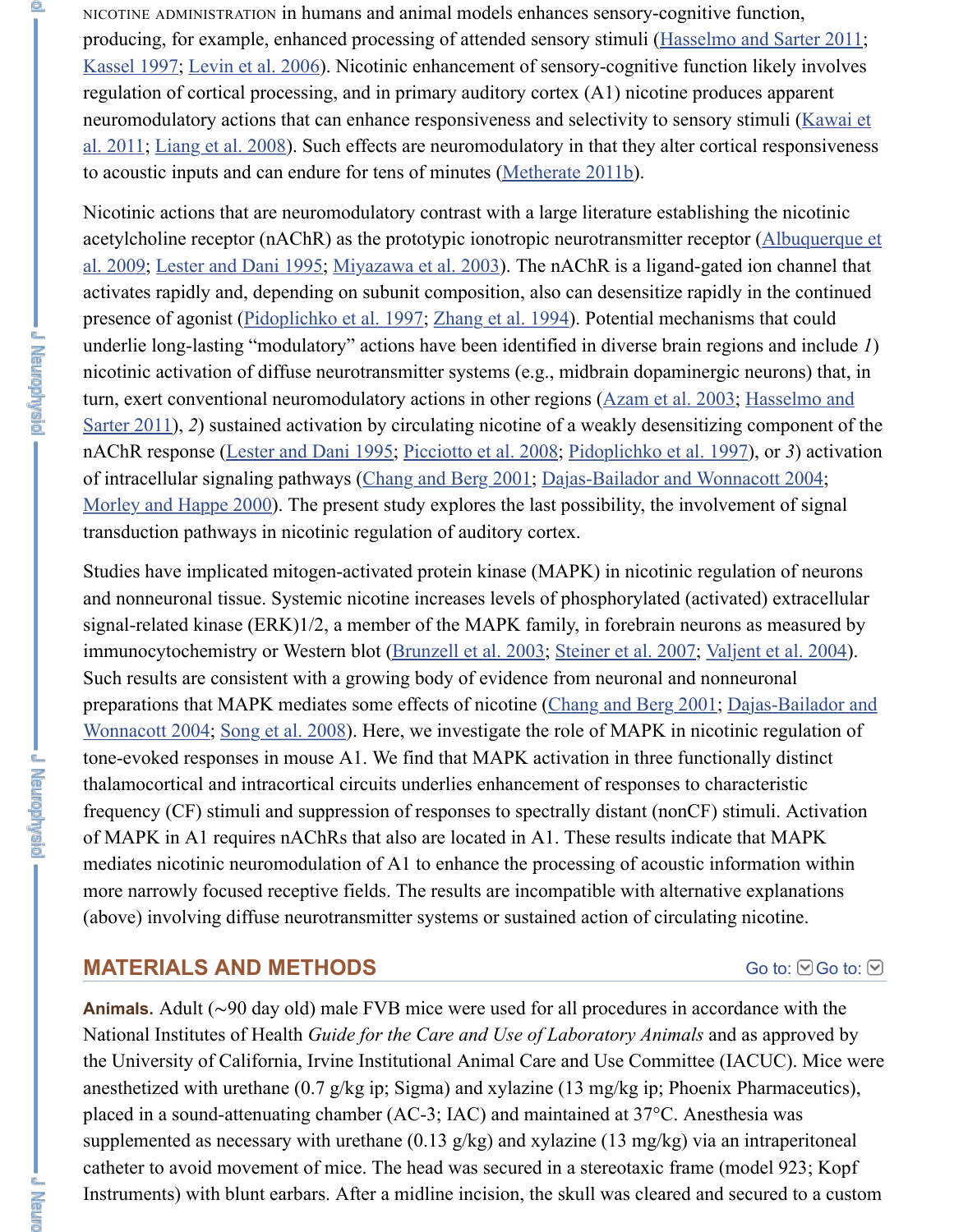NICOTINE ADMINISTRATION in humans and animal models enhances sensory-cognitive function, producing, for example, enhanced processing of attended sensory stimuli (Hasselmo and Sarter 2011; Kassel 1997; Levin et al. 2006). Nicotinic enhancement of sensory-cognitive function likely involves regulation of cortical processing, and in primary auditory cortex (A1) nicotine produces apparent neuromodulatory actions that can enhance responsiveness and selectivity to sensory stimuli (Kawai et al. 2011; Liang et al. 2008). Such effects are neuromodulatory in that they alter cortical responsiveness to acoustic inputs and can endure for tens of minutes (Metherate 2011b).

Nicotinic actions that are neuromodulatory contrast with a large literature establishing the nicotinic acetylcholine receptor (nAChR) as the prototypic ionotropic neurotransmitter receptor (Albuquerque et al. 2009; Lester and Dani 1995; Miyazawa et al. 2003). The nAChR is a ligand-gated ion channel that activates rapidly and, depending on subunit composition, also can desensitize rapidly in the continued presence of agonist (Pidoplichko et al. 1997; Zhang et al. 1994). Potential mechanisms that could underlie long-lasting "modulatory" actions have been identified in diverse brain regions and include *1*) nicotinic activation of diffuse neurotransmitter systems (e.g., midbrain dopaminergic neurons) that, in turn, exert conventional neuromodulatory actions in other regions (Azam et al. 2003; Hasselmo and Sarter 2011), *2*) sustained activation by circulating nicotine of a weakly desensitizing component of the nAChR response (Lester and Dani 1995; Picciotto et al. 2008; Pidoplichko et al. 1997), or *3*) activation of intracellular signaling pathways (Chang and Berg 2001; Dajas-Bailador and Wonnacott 2004; Morley and Happe 2000). The present study explores the last possibility, the involvement of signal transduction pathways in nicotinic regulation of auditory cortex.

Studies have implicated mitogen-activated protein kinase (MAPK) in nicotinic regulation of neurons and nonneuronal tissue. Systemic nicotine increases levels of phosphorylated (activated) extracellular signal-related kinase (ERK)1/2, a member of the MAPK family, in forebrain neurons as measured by immunocytochemistry or Western blot (Brunzell et al. 2003; Steiner et al. 2007; Valjent et al. 2004). Such results are consistent with a growing body of evidence from neuronal and nonneuronal preparations that MAPK mediates some effects of nicotine (Chang and Berg 2001; Dajas-Bailador and Wonnacott 2004; Song et al. 2008). Here, we investigate the role of MAPK in nicotinic regulation of tone-evoked responses in mouse A1. We find that MAPK activation in three functionally distinct thalamocortical and intracortical circuits underlies enhancement of responses to characteristic frequency (CF) stimuli and suppression of responses to spectrally distant (nonCF) stimuli. Activation of MAPK in A1 requires nAChRs that also are located in A1. These results indicate that MAPK mediates nicotinic neuromodulation of A1 to enhance the processing of acoustic information within more narrowly focused receptive fields. The results are incompatible with alternative explanations (above) involving diffuse neurotransmitter systems or sustained action of circulating nicotine.

## MATERIALS AND METHODS

**Animals.** Adult (~90 day old) male FVB mice were used for all procedures in accordance with the National Institutes of Health *Guide for the Care and Use of Laboratory Animals* and as approved by the University of California, Irvine Institutional Animal Care and Use Committee (IACUC). Mice were anesthetized with urethane (0.7 g/kg ip; Sigma) and xylazine (13 mg/kg ip; Phoenix Pharmaceutics), placed in a sound-attenuating chamber (AC-3; IAC) and maintained at 37°C. Anesthesia was supplemented as necessary with urethane (0.13 g/kg) and xylazine (13 mg/kg) via an intraperitoneal catheter to avoid movement of mice. The head was secured in a stereotaxic frame (model 923; Kopf Instruments) with blunt earbars. After a midline incision, the skull was cleared and secured to a custom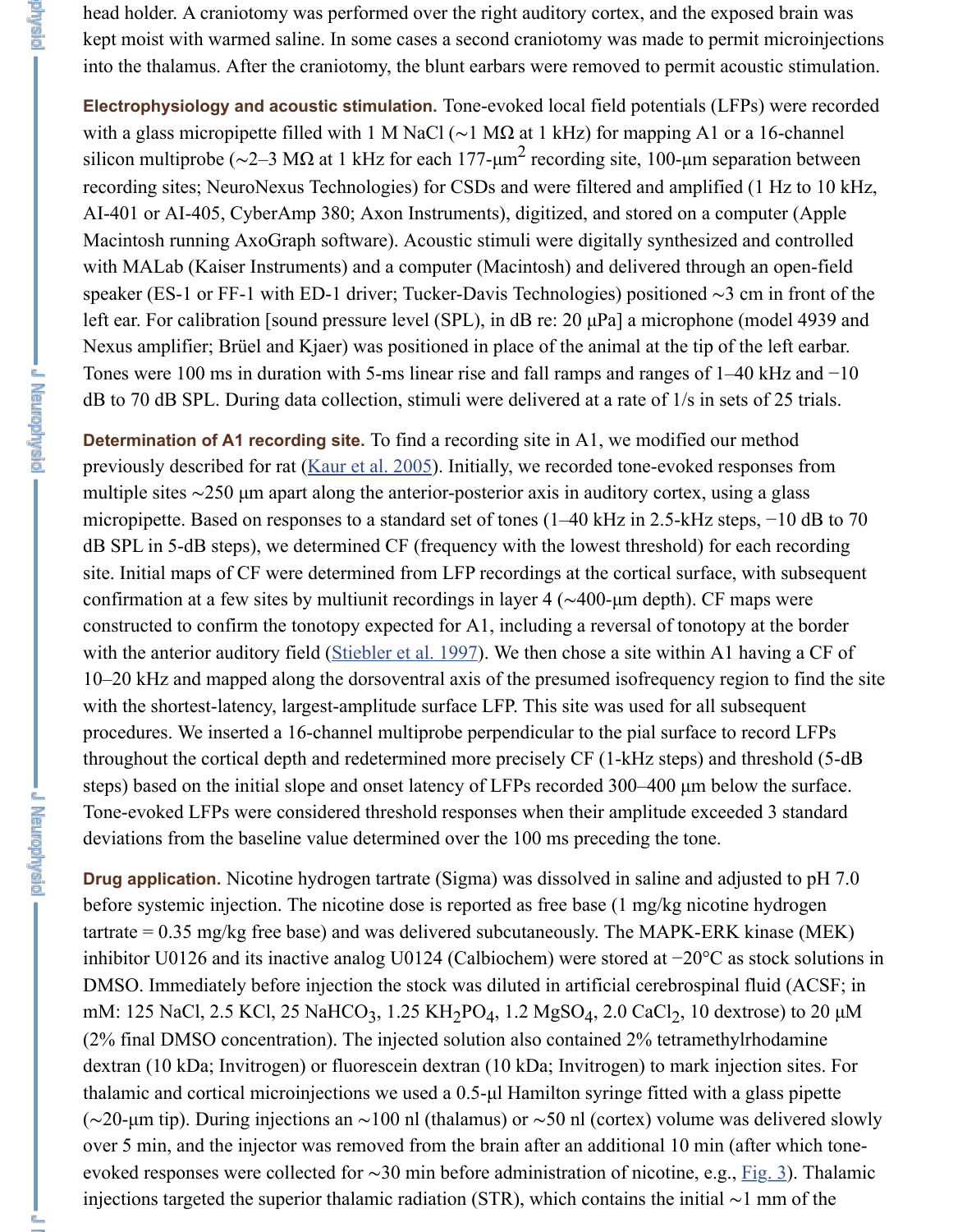head holder. A craniotomy was performed over the right auditory cortex, and the exposed brain was kept moist with warmed saline. In some cases a second craniotomy was made to permit microinjections into the thalamus. After the craniotomy, the blunt earbars were removed to permit acoustic stimulation.

**Electrophysiology and acoustic stimulation.** Tone-evoked local field potentials (LFPs) were recorded with a glass micropipette filled with 1 M NaCl (~1 MΩ at 1 kHz) for mapping A1 or a 16-channel silicon multiprobe (~2–3 MΩ at 1 kHz for each 177-μm$^2$ recording site, 100-μm separation between recording sites; NeuroNexus Technologies) for CSDs and were filtered and amplified (1 Hz to 10 kHz, AI-401 or AI-405, CyberAmp 380; Axon Instruments), digitized, and stored on a computer (Apple Macintosh running AxoGraph software). Acoustic stimuli were digitally synthesized and controlled with MALab (Kaiser Instruments) and a computer (Macintosh) and delivered through an open-field speaker (ES-1 or FF-1 with ED-1 driver; Tucker-Davis Technologies) positioned ~3 cm in front of the left ear. For calibration [sound pressure level (SPL), in dB re: 20 μPa] a microphone (model 4939 and Nexus amplifier; Brüel and Kjaer) was positioned in place of the animal at the tip of the left earbar. Tones were 100 ms in duration with 5-ms linear rise and fall ramps and ranges of 1–40 kHz and −10 dB to 70 dB SPL. During data collection, stimuli were delivered at a rate of 1/s in sets of 25 trials.

**Determination of A1 recording site.** To find a recording site in A1, we modified our method previously described for rat (Kaur et al. 2005). Initially, we recorded tone-evoked responses from multiple sites ~250 μm apart along the anterior-posterior axis in auditory cortex, using a glass micropipette. Based on responses to a standard set of tones (1–40 kHz in 2.5-kHz steps, −10 dB to 70 dB SPL in 5-dB steps), we determined CF (frequency with the lowest threshold) for each recording site. Initial maps of CF were determined from LFP recordings at the cortical surface, with subsequent confirmation at a few sites by multiunit recordings in layer 4 (~400-μm depth). CF maps were constructed to confirm the tonotopy expected for A1, including a reversal of tonotopy at the border with the anterior auditory field (Stiebler et al. 1997). We then chose a site within A1 having a CF of 10–20 kHz and mapped along the dorsoventral axis of the presumed isofrequency region to find the site with the shortest-latency, largest-amplitude surface LFP. This site was used for all subsequent procedures. We inserted a 16-channel multiprobe perpendicular to the pial surface to record LFPs throughout the cortical depth and redetermined more precisely CF (1-kHz steps) and threshold (5-dB steps) based on the initial slope and onset latency of LFPs recorded 300–400 μm below the surface. Tone-evoked LFPs were considered threshold responses when their amplitude exceeded 3 standard deviations from the baseline value determined over the 100 ms preceding the tone.

**Drug application.** Nicotine hydrogen tartrate (Sigma) was dissolved in saline and adjusted to pH 7.0 before systemic injection. The nicotine dose is reported as free base (1 mg/kg nicotine hydrogen tartrate = 0.35 mg/kg free base) and was delivered subcutaneously. The MAPK-ERK kinase (MEK) inhibitor U0126 and its inactive analog U0124 (Calbiochem) were stored at −20°C as stock solutions in DMSO. Immediately before injection the stock was diluted in artificial cerebrospinal fluid (ACSF; in mM: 125 NaCl, 2.5 KCl, 25 $NaHCO_3$, 1.25 $KH_2PO_4$, 1.2 $MgSO_4$, 2.0 $CaCl_2$, 10 dextrose) to 20 μM (2% final DMSO concentration). The injected solution also contained 2% tetramethylrhodamine dextran (10 kDa; Invitrogen) or fluorescein dextran (10 kDa; Invitrogen) to mark injection sites. For thalamic and cortical microinjections we used a 0.5-μl Hamilton syringe fitted with a glass pipette (~20-μm tip). During injections an ~100 nl (thalamus) or ~50 nl (cortex) volume was delivered slowly over 5 min, and the injector was removed from the brain after an additional 10 min (after which tone-evoked responses were collected for ~30 min before administration of nicotine, e.g., Fig. 3). Thalamic injections targeted the superior thalamic radiation (STR), which contains the initial ~1 mm of the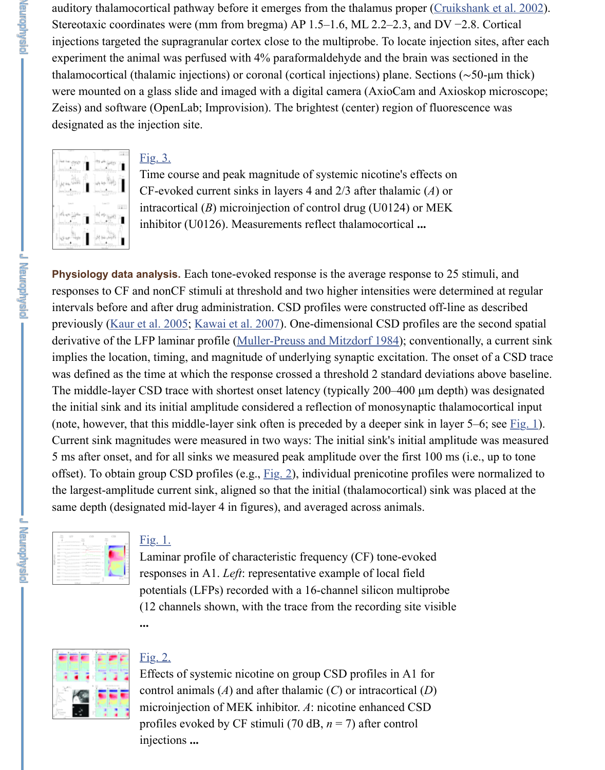auditory thalamocortical pathway before it emerges from the thalamus proper (Cruikshank et al. 2002). Stereotaxic coordinates were (mm from bregma) AP 1.5–1.6, ML 2.2–2.3, and DV −2.8. Cortical injections targeted the supragranular cortex close to the multiprobe. To locate injection sites, after each experiment the animal was perfused with 4% paraformaldehyde and the brain was sectioned in the thalamocortical (thalamic injections) or coronal (cortical injections) plane. Sections (~50-μm thick) were mounted on a glass slide and imaged with a digital camera (AxioCam and Axioskop microscope; Zeiss) and software (OpenLab; Improvision). The brightest (center) region of fluorescence was designated as the injection site.

Fig. 3.

Time course and peak magnitude of systemic nicotine's effects on CF-evoked current sinks in layers 4 and 2/3 after thalamic (*A*) or intracortical (*B*) microinjection of control drug (U0124) or MEK inhibitor (U0126). Measurements reflect thalamocortical ...

**Physiology data analysis.** Each tone-evoked response is the average response to 25 stimuli, and responses to CF and nonCF stimuli at threshold and two higher intensities were determined at regular intervals before and after drug administration. CSD profiles were constructed off-line as described previously (Kaur et al. 2005; Kawai et al. 2007). One-dimensional CSD profiles are the second spatial derivative of the LFP laminar profile (Muller-Preuss and Mitzdorf 1984); conventionally, a current sink implies the location, timing, and magnitude of underlying synaptic excitation. The onset of a CSD trace was defined as the time at which the response crossed a threshold 2 standard deviations above baseline. The middle-layer CSD trace with shortest onset latency (typically 200–400 μm depth) was designated the initial sink and its initial amplitude considered a reflection of monosynaptic thalamocortical input (note, however, that this middle-layer sink often is preceded by a deeper sink in layer 5–6; see Fig. 1). Current sink magnitudes were measured in two ways: The initial sink's initial amplitude was measured 5 ms after onset, and for all sinks we measured peak amplitude over the first 100 ms (i.e., up to tone offset). To obtain group CSD profiles (e.g., Fig. 2), individual prenicotine profiles were normalized to the largest-amplitude current sink, aligned so that the initial (thalamocortical) sink was placed at the same depth (designated mid-layer 4 in figures), and averaged across animals.

Fig. 1.

Laminar profile of characteristic frequency (CF) tone-evoked responses in A1. *Left*: representative example of local field potentials (LFPs) recorded with a 16-channel silicon multiprobe (12 channels shown, with the trace from the recording site visible ...

Fig. 2.

Effects of systemic nicotine on group CSD profiles in A1 for control animals (*A*) and after thalamic (*C*) or intracortical (*D*) microinjection of MEK inhibitor. *A*: nicotine enhanced CSD profiles evoked by CF stimuli (70 dB, $n = 7$) after control injections ...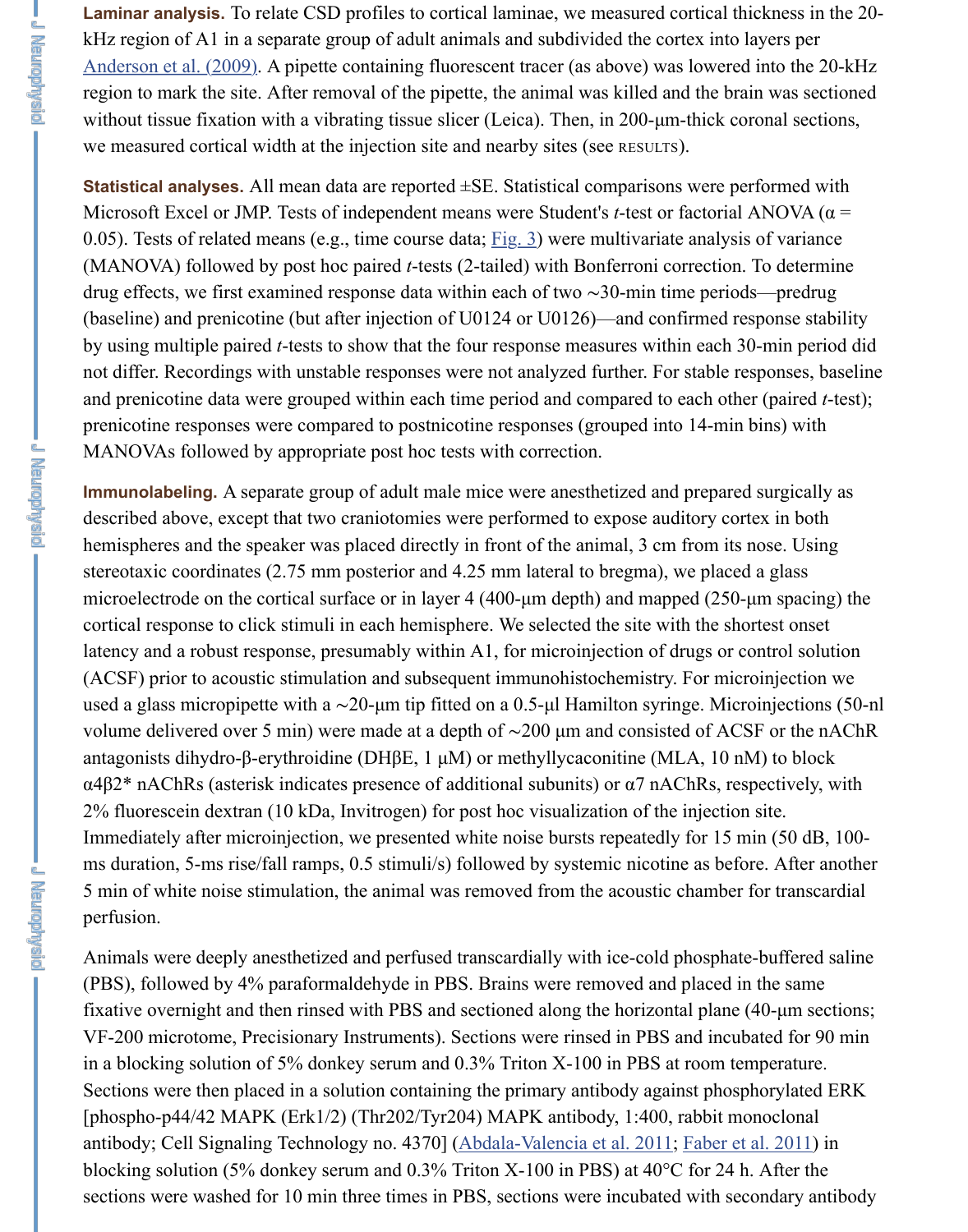**Laminar analysis.** To relate CSD profiles to cortical laminae, we measured cortical thickness in the 20-kHz region of A1 in a separate group of adult animals and subdivided the cortex into layers per Anderson et al. (2009). A pipette containing fluorescent tracer (as above) was lowered into the 20-kHz region to mark the site. After removal of the pipette, the animal was killed and the brain was sectioned without tissue fixation with a vibrating tissue slicer (Leica). Then, in 200-μm-thick coronal sections, we measured cortical width at the injection site and nearby sites (see RESULTS).

**Statistical analyses.** All mean data are reported ±SE. Statistical comparisons were performed with Microsoft Excel or JMP. Tests of independent means were Student's *t*-test or factorial ANOVA ($\alpha = 0.05$). Tests of related means (e.g., time course data; Fig. 3) were multivariate analysis of variance (MANOVA) followed by post hoc paired *t*-tests (2-tailed) with Bonferroni correction. To determine drug effects, we first examined response data within each of two ∼30-min time periods—predrug (baseline) and prenicotine (but after injection of U0124 or U0126)—and confirmed response stability by using multiple paired *t*-tests to show that the four response measures within each 30-min period did not differ. Recordings with unstable responses were not analyzed further. For stable responses, baseline and prenicotine data were grouped within each time period and compared to each other (paired *t*-test); prenicotine responses were compared to postnicotine responses (grouped into 14-min bins) with MANOVAs followed by appropriate post hoc tests with correction.

**Immunolabeling.** A separate group of adult male mice were anesthetized and prepared surgically as described above, except that two craniotomies were performed to expose auditory cortex in both hemispheres and the speaker was placed directly in front of the animal, 3 cm from its nose. Using stereotaxic coordinates (2.75 mm posterior and 4.25 mm lateral to bregma), we placed a glass microelectrode on the cortical surface or in layer 4 (400-μm depth) and mapped (250-μm spacing) the cortical response to click stimuli in each hemisphere. We selected the site with the shortest onset latency and a robust response, presumably within A1, for microinjection of drugs or control solution (ACSF) prior to acoustic stimulation and subsequent immunohistochemistry. For microinjection we used a glass micropipette with a ∼20-μm tip fitted on a 0.5-μl Hamilton syringe. Microinjections (50-nl volume delivered over 5 min) were made at a depth of ∼200 μm and consisted of ACSF or the nAChR antagonists dihydro-β-erythroidine (DHβE, 1 μM) or methyllycaconitine (MLA, 10 nM) to block α4β2* nAChRs (asterisk indicates presence of additional subunits) or α7 nAChRs, respectively, with 2% fluorescein dextran (10 kDa, Invitrogen) for post hoc visualization of the injection site. Immediately after microinjection, we presented white noise bursts repeatedly for 15 min (50 dB, 100-ms duration, 5-ms rise/fall ramps, 0.5 stimuli/s) followed by systemic nicotine as before. After another 5 min of white noise stimulation, the animal was removed from the acoustic chamber for transcardial perfusion.

Animals were deeply anesthetized and perfused transcardially with ice-cold phosphate-buffered saline (PBS), followed by 4% paraformaldehyde in PBS. Brains were removed and placed in the same fixative overnight and then rinsed with PBS and sectioned along the horizontal plane (40-μm sections; VF-200 microtome, Precisionary Instruments). Sections were rinsed in PBS and incubated for 90 min in a blocking solution of 5% donkey serum and 0.3% Triton X-100 in PBS at room temperature. Sections were then placed in a solution containing the primary antibody against phosphorylated ERK [phospho-p44/42 MAPK (Erk1/2) (Thr202/Tyr204) MAPK antibody, 1:400, rabbit monoclonal antibody; Cell Signaling Technology no. 4370] (Abdala-Valencia et al. 2011; Faber et al. 2011) in blocking solution (5% donkey serum and 0.3% Triton X-100 in PBS) at 40°C for 24 h. After the sections were washed for 10 min three times in PBS, sections were incubated with secondary antibody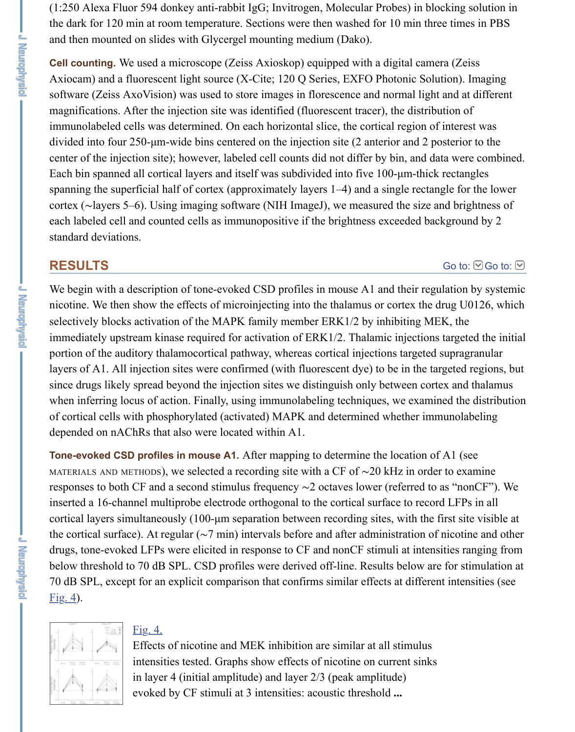(1:250 Alexa Fluor 594 donkey anti-rabbit IgG; Invitrogen, Molecular Probes) in blocking solution in the dark for 120 min at room temperature. Sections were then washed for 10 min three times in PBS and then mounted on slides with Glycergel mounting medium (Dako).

**Cell counting.** We used a microscope (Zeiss Axioskop) equipped with a digital camera (Zeiss Axiocam) and a fluorescent light source (X-Cite; 120 Q Series, EXFO Photonic Solution). Imaging software (Zeiss AxoVision) was used to store images in florescence and normal light and at different magnifications. After the injection site was identified (fluorescent tracer), the distribution of immunolabeled cells was determined. On each horizontal slice, the cortical region of interest was divided into four 250-μm-wide bins centered on the injection site (2 anterior and 2 posterior to the center of the injection site); however, labeled cell counts did not differ by bin, and data were combined. Each bin spanned all cortical layers and itself was subdivided into five 100-μm-thick rectangles spanning the superficial half of cortex (approximately layers 1–4) and a single rectangle for the lower cortex (∼layers 5–6). Using imaging software (NIH ImageJ), we measured the size and brightness of each labeled cell and counted cells as immunopositive if the brightness exceeded background by 2 standard deviations.

## RESULTS

We begin with a description of tone-evoked CSD profiles in mouse A1 and their regulation by systemic nicotine. We then show the effects of microinjecting into the thalamus or cortex the drug U0126, which selectively blocks activation of the MAPK family member ERK1/2 by inhibiting MEK, the immediately upstream kinase required for activation of ERK1/2. Thalamic injections targeted the initial portion of the auditory thalamocortical pathway, whereas cortical injections targeted supragranular layers of A1. All injection sites were confirmed (with fluorescent dye) to be in the targeted regions, but since drugs likely spread beyond the injection sites we distinguish only between cortex and thalamus when inferring locus of action. Finally, using immunolabeling techniques, we examined the distribution of cortical cells with phosphorylated (activated) MAPK and determined whether immunolabeling depended on nAChRs that also were located within A1.

**Tone-evoked CSD profiles in mouse A1.** After mapping to determine the location of A1 (see MATERIALS AND METHODS), we selected a recording site with a CF of ∼20 kHz in order to examine responses to both CF and a second stimulus frequency ∼2 octaves lower (referred to as "nonCF"). We inserted a 16-channel multiprobe electrode orthogonal to the cortical surface to record LFPs in all cortical layers simultaneously (100-μm separation between recording sites, with the first site visible at the cortical surface). At regular (∼7 min) intervals before and after administration of nicotine and other drugs, tone-evoked LFPs were elicited in response to CF and nonCF stimuli at intensities ranging from below threshold to 70 dB SPL. CSD profiles were derived off-line. Results below are for stimulation at 70 dB SPL, except for an explicit comparison that confirms similar effects at different intensities (see Fig. 4).

Fig. 4.
Effects of nicotine and MEK inhibition are similar at all stimulus intensities tested. Graphs show effects of nicotine on current sinks in layer 4 (initial amplitude) and layer 2/3 (peak amplitude) evoked by CF stimuli at 3 intensities: acoustic threshold ...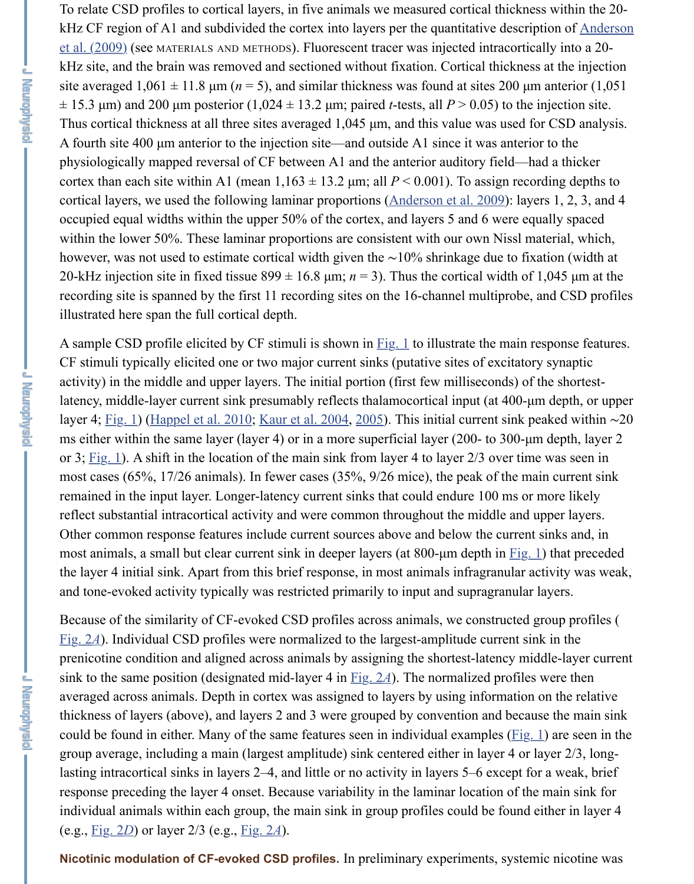To relate CSD profiles to cortical layers, in five animals we measured cortical thickness within the 20-kHz CF region of A1 and subdivided the cortex into layers per the quantitative description of Anderson et al. (2009) (see MATERIALS AND METHODS). Fluorescent tracer was injected intracortically into a 20-kHz site, and the brain was removed and sectioned without fixation. Cortical thickness at the injection site averaged 1,061 ± 11.8 μm ($n$ = 5), and similar thickness was found at sites 200 μm anterior (1,051 ± 15.3 μm) and 200 μm posterior (1,024 ± 13.2 μm; paired $t$-tests, all $P > 0.05$) to the injection site. Thus cortical thickness at all three sites averaged 1,045 μm, and this value was used for CSD analysis. A fourth site 400 μm anterior to the injection site—and outside A1 since it was anterior to the physiologically mapped reversal of CF between A1 and the anterior auditory field—had a thicker cortex than each site within A1 (mean 1,163 ± 13.2 μm; all $P < 0.001$). To assign recording depths to cortical layers, we used the following laminar proportions (Anderson et al. 2009): layers 1, 2, 3, and 4 occupied equal widths within the upper 50% of the cortex, and layers 5 and 6 were equally spaced within the lower 50%. These laminar proportions are consistent with our own Nissl material, which, however, was not used to estimate cortical width given the ∼10% shrinkage due to fixation (width at 20-kHz injection site in fixed tissue 899 ± 16.8 μm; $n$ = 3). Thus the cortical width of 1,045 μm at the recording site is spanned by the first 11 recording sites on the 16-channel multiprobe, and CSD profiles illustrated here span the full cortical depth.

A sample CSD profile elicited by CF stimuli is shown in Fig. 1 to illustrate the main response features. CF stimuli typically elicited one or two major current sinks (putative sites of excitatory synaptic activity) in the middle and upper layers. The initial portion (first few milliseconds) of the shortest-latency, middle-layer current sink presumably reflects thalamocortical input (at 400-μm depth, or upper layer 4; Fig. 1) (Happel et al. 2010; Kaur et al. 2004, 2005). This initial current sink peaked within ∼20 ms either within the same layer (layer 4) or in a more superficial layer (200- to 300-μm depth, layer 2 or 3; Fig. 1). A shift in the location of the main sink from layer 4 to layer 2/3 over time was seen in most cases (65%, 17/26 animals). In fewer cases (35%, 9/26 mice), the peak of the main current sink remained in the input layer. Longer-latency current sinks that could endure 100 ms or more likely reflect substantial intracortical activity and were common throughout the middle and upper layers. Other common response features include current sources above and below the current sinks and, in most animals, a small but clear current sink in deeper layers (at 800-μm depth in Fig. 1) that preceded the layer 4 initial sink. Apart from this brief response, in most animals infragranular activity was weak, and tone-evoked activity typically was restricted primarily to input and supragranular layers.

Because of the similarity of CF-evoked CSD profiles across animals, we constructed group profiles (Fig. 2A). Individual CSD profiles were normalized to the largest-amplitude current sink in the prenicotine condition and aligned across animals by assigning the shortest-latency middle-layer current sink to the same position (designated mid-layer 4 in Fig. 2A). The normalized profiles were then averaged across animals. Depth in cortex was assigned to layers by using information on the relative thickness of layers (above), and layers 2 and 3 were grouped by convention and because the main sink could be found in either. Many of the same features seen in individual examples (Fig. 1) are seen in the group average, including a main (largest amplitude) sink centered either in layer 4 or layer 2/3, long-lasting intracortical sinks in layers 2–4, and little or no activity in layers 5–6 except for a weak, brief response preceding the layer 4 onset. Because variability in the laminar location of the main sink for individual animals within each group, the main sink in group profiles could be found either in layer 4 (e.g., Fig. 2D) or layer 2/3 (e.g., Fig. 2A).

**Nicotinic modulation of CF-evoked CSD profiles.** In preliminary experiments, systemic nicotine was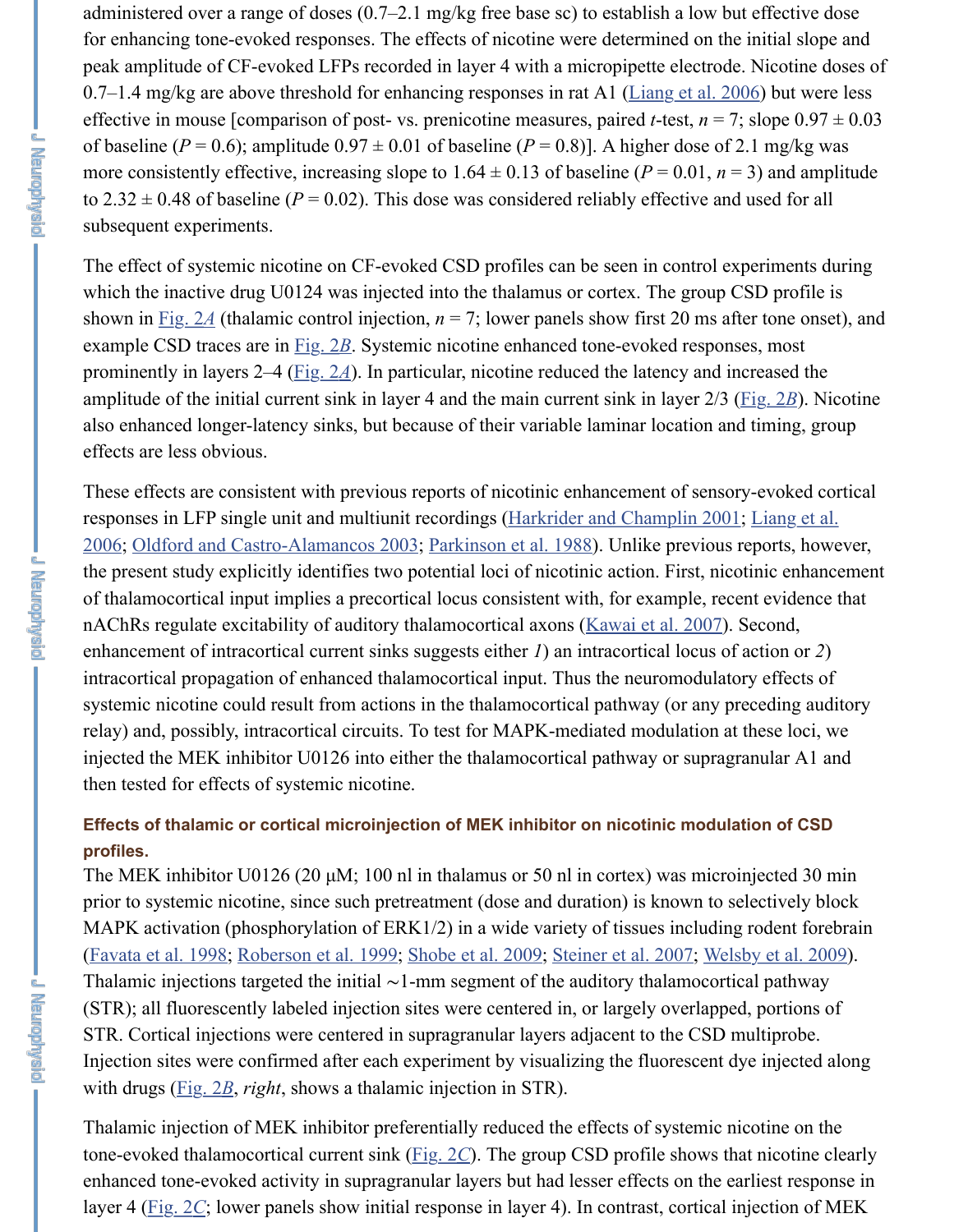administered over a range of doses (0.7–2.1 mg/kg free base sc) to establish a low but effective dose for enhancing tone-evoked responses. The effects of nicotine were determined on the initial slope and peak amplitude of CF-evoked LFPs recorded in layer 4 with a micropipette electrode. Nicotine doses of 0.7–1.4 mg/kg are above threshold for enhancing responses in rat A1 (Liang et al. 2006) but were less effective in mouse [comparison of post- vs. prenicotine measures, paired $t$-test, $n = 7$; slope $0.97 \pm 0.03$ of baseline ($P = 0.6$); amplitude $0.97 \pm 0.01$ of baseline ($P = 0.8$)]. A higher dose of 2.1 mg/kg was more consistently effective, increasing slope to $1.64 \pm 0.13$ of baseline ($P = 0.01$, $n = 3$) and amplitude to $2.32 \pm 0.48$ of baseline ($P = 0.02$). This dose was considered reliably effective and used for all subsequent experiments.

The effect of systemic nicotine on CF-evoked CSD profiles can be seen in control experiments during which the inactive drug U0124 was injected into the thalamus or cortex. The group CSD profile is shown in Fig. 2*A* (thalamic control injection, $n = 7$; lower panels show first 20 ms after tone onset), and example CSD traces are in Fig. 2*B*. Systemic nicotine enhanced tone-evoked responses, most prominently in layers 2–4 (Fig. 2*A*). In particular, nicotine reduced the latency and increased the amplitude of the initial current sink in layer 4 and the main current sink in layer 2/3 (Fig. 2*B*). Nicotine also enhanced longer-latency sinks, but because of their variable laminar location and timing, group effects are less obvious.

These effects are consistent with previous reports of nicotinic enhancement of sensory-evoked cortical responses in LFP single unit and multiunit recordings (Harkrider and Champlin 2001; Liang et al. 2006; Oldford and Castro-Alamancos 2003; Parkinson et al. 1988). Unlike previous reports, however, the present study explicitly identifies two potential loci of nicotinic action. First, nicotinic enhancement of thalamocortical input implies a precortical locus consistent with, for example, recent evidence that nAChRs regulate excitability of auditory thalamocortical axons (Kawai et al. 2007). Second, enhancement of intracortical current sinks suggests either *1*) an intracortical locus of action or *2*) intracortical propagation of enhanced thalamocortical input. Thus the neuromodulatory effects of systemic nicotine could result from actions in the thalamocortical pathway (or any preceding auditory relay) and, possibly, intracortical circuits. To test for MAPK-mediated modulation at these loci, we injected the MEK inhibitor U0126 into either the thalamocortical pathway or supragranular A1 and then tested for effects of systemic nicotine.

### Effects of thalamic or cortical microinjection of MEK inhibitor on nicotinic modulation of CSD profiles.

The MEK inhibitor U0126 (20 μM; 100 nl in thalamus or 50 nl in cortex) was microinjected 30 min prior to systemic nicotine, since such pretreatment (dose and duration) is known to selectively block MAPK activation (phosphorylation of ERK1/2) in a wide variety of tissues including rodent forebrain (Favata et al. 1998; Roberson et al. 1999; Shobe et al. 2009; Steiner et al. 2007; Welsby et al. 2009). Thalamic injections targeted the initial ∼1-mm segment of the auditory thalamocortical pathway (STR); all fluorescently labeled injection sites were centered in, or largely overlapped, portions of STR. Cortical injections were centered in supragranular layers adjacent to the CSD multiprobe. Injection sites were confirmed after each experiment by visualizing the fluorescent dye injected along with drugs (Fig. 2*B*, *right*, shows a thalamic injection in STR).

Thalamic injection of MEK inhibitor preferentially reduced the effects of systemic nicotine on the tone-evoked thalamocortical current sink (Fig. 2*C*). The group CSD profile shows that nicotine clearly enhanced tone-evoked activity in supragranular layers but had lesser effects on the earliest response in layer 4 (Fig. 2*C*; lower panels show initial response in layer 4). In contrast, cortical injection of MEK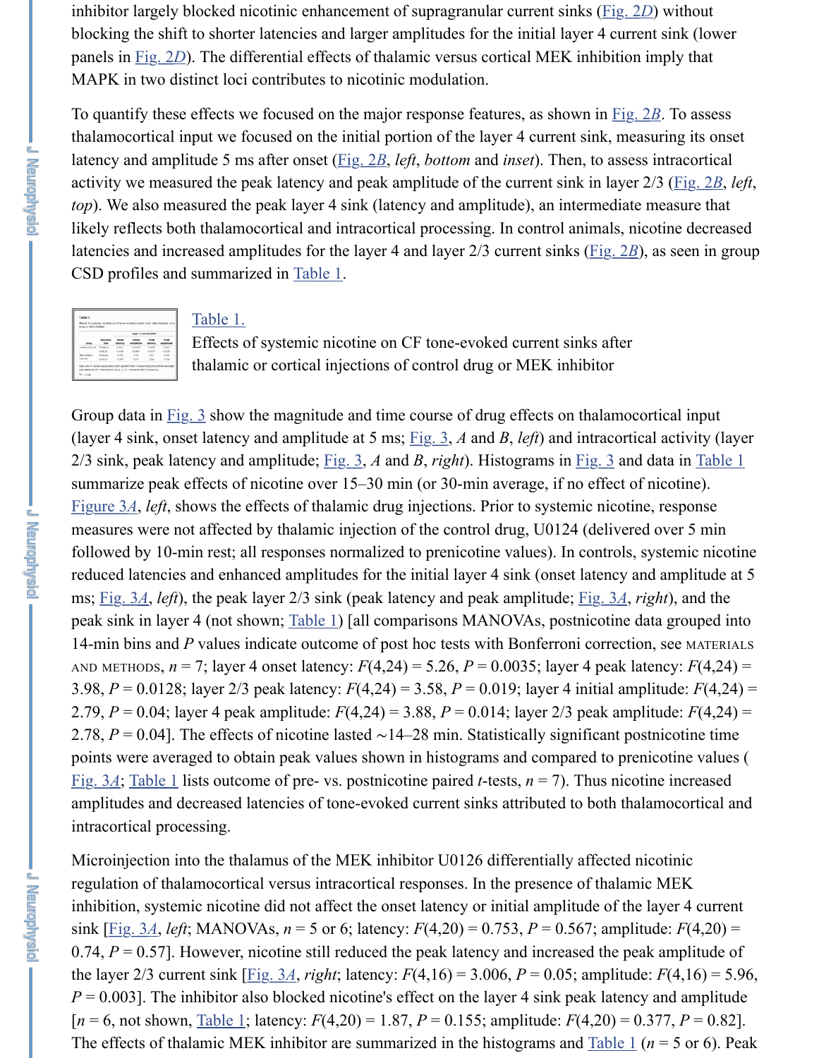inhibitor largely blocked nicotinic enhancement of supragranular current sinks (Fig. 2D) without blocking the shift to shorter latencies and larger amplitudes for the initial layer 4 current sink (lower panels in Fig. 2D). The differential effects of thalamic versus cortical MEK inhibition imply that MAPK in two distinct loci contributes to nicotinic modulation.

To quantify these effects we focused on the major response features, as shown in Fig. 2B. To assess thalamocortical input we focused on the initial portion of the layer 4 current sink, measuring its onset latency and amplitude 5 ms after onset (Fig. 2B, *left*, *bottom* and *inset*). Then, to assess intracortical activity we measured the peak latency and peak amplitude of the current sink in layer 2/3 (Fig. 2B, *left*, *top*). We also measured the peak layer 4 sink (latency and amplitude), an intermediate measure that likely reflects both thalamocortical and intracortical processing. In control animals, nicotine decreased latencies and increased amplitudes for the layer 4 and layer 2/3 current sinks (Fig. 2B), as seen in group CSD profiles and summarized in Table 1.

Table 1.

Effects of systemic nicotine on CF tone-evoked current sinks after thalamic or cortical injections of control drug or MEK inhibitor

Group data in Fig. 3 show the magnitude and time course of drug effects on thalamocortical input (layer 4 sink, onset latency and amplitude at 5 ms; Fig. 3, *A* and *B*, *left*) and intracortical activity (layer 2/3 sink, peak latency and amplitude; Fig. 3, *A* and *B*, *right*). Histograms in Fig. 3 and data in Table 1 summarize peak effects of nicotine over 15–30 min (or 30-min average, if no effect of nicotine). Figure 3A, *left*, shows the effects of thalamic drug injections. Prior to systemic nicotine, response measures were not affected by thalamic injection of the control drug, U0124 (delivered over 5 min followed by 10-min rest; all responses normalized to prenicotine values). In controls, systemic nicotine reduced latencies and enhanced amplitudes for the initial layer 4 sink (onset latency and amplitude at 5 ms; Fig. 3A, *left*), the peak layer 2/3 sink (peak latency and peak amplitude; Fig. 3A, *right*), and the peak sink in layer 4 (not shown; Table 1) [all comparisons MANOVAs, postnicotine data grouped into 14-min bins and $P$ values indicate outcome of post hoc tests with Bonferroni correction, see MATERIALS AND METHODS, $n = 7$; layer 4 onset latency: $F(4,24) = 5.26$, $P = 0.0035$; layer 4 peak latency: $F(4,24) = 3.98$, $P = 0.0128$; layer 2/3 peak latency: $F(4,24) = 3.58$, $P = 0.019$; layer 4 initial amplitude: $F(4,24) = 2.79$, $P = 0.04$; layer 4 peak amplitude: $F(4,24) = 3.88$, $P = 0.014$; layer 2/3 peak amplitude: $F(4,24) = 2.78$, $P = 0.04$]. The effects of nicotine lasted ∼14–28 min. Statistically significant postnicotine time points were averaged to obtain peak values shown in histograms and compared to prenicotine values (Fig. 3A; Table 1 lists outcome of pre- vs. postnicotine paired $t$-tests, $n = 7$). Thus nicotine increased amplitudes and decreased latencies of tone-evoked current sinks attributed to both thalamocortical and intracortical processing.

Microinjection into the thalamus of the MEK inhibitor U0126 differentially affected nicotinic regulation of thalamocortical versus intracortical responses. In the presence of thalamic MEK inhibition, systemic nicotine did not affect the onset latency or initial amplitude of the layer 4 current sink [Fig. 3A, *left*; MANOVAs, $n = 5$ or 6; latency: $F(4,20) = 0.753$, $P = 0.567$; amplitude: $F(4,20) = 0.74$, $P = 0.57$]. However, nicotine still reduced the peak latency and increased the peak amplitude of the layer 2/3 current sink [Fig. 3A, *right*; latency: $F(4,16) = 3.006$, $P = 0.05$; amplitude: $F(4,16) = 5.96$, $P = 0.003$]. The inhibitor also blocked nicotine's effect on the layer 4 sink peak latency and amplitude [$n = 6$, not shown, Table 1; latency: $F(4,20) = 1.87$, $P = 0.155$; amplitude: $F(4,20) = 0.377$, $P = 0.82$]. The effects of thalamic MEK inhibitor are summarized in the histograms and Table 1 ($n = 5$ or 6). Peak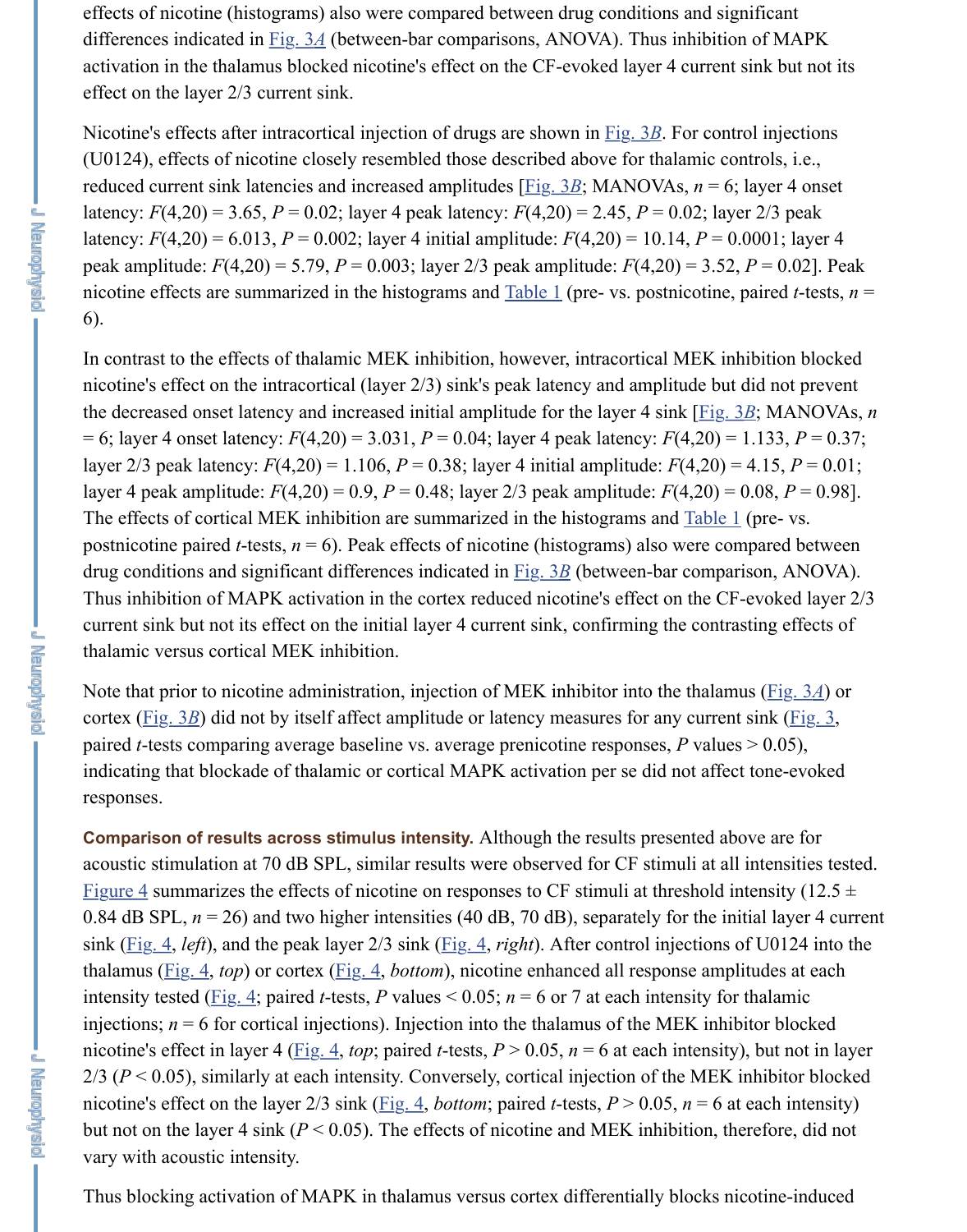effects of nicotine (histograms) also were compared between drug conditions and significant differences indicated in Fig. 3A (between-bar comparisons, ANOVA). Thus inhibition of MAPK activation in the thalamus blocked nicotine's effect on the CF-evoked layer 4 current sink but not its effect on the layer 2/3 current sink.

Nicotine's effects after intracortical injection of drugs are shown in Fig. 3B. For control injections (U0124), effects of nicotine closely resembled those described above for thalamic controls, i.e., reduced current sink latencies and increased amplitudes [Fig. 3B; MANOVAs, $n = 6$; layer 4 onset latency: $F(4,20) = 3.65$, $P = 0.02$; layer 4 peak latency: $F(4,20) = 2.45$, $P = 0.02$; layer 2/3 peak latency: $F(4,20) = 6.013$, $P = 0.002$; layer 4 initial amplitude: $F(4,20) = 10.14$, $P = 0.0001$; layer 4 peak amplitude: $F(4,20) = 5.79$, $P = 0.003$; layer 2/3 peak amplitude: $F(4,20) = 3.52$, $P = 0.02$]. Peak nicotine effects are summarized in the histograms and Table 1 (pre- vs. postnicotine, paired *t*-tests, $n = 6$).

In contrast to the effects of thalamic MEK inhibition, however, intracortical MEK inhibition blocked nicotine's effect on the intracortical (layer 2/3) sink's peak latency and amplitude but did not prevent the decreased onset latency and increased initial amplitude for the layer 4 sink [Fig. 3B; MANOVAs, $n = 6$; layer 4 onset latency: $F(4,20) = 3.031$, $P = 0.04$; layer 4 peak latency: $F(4,20) = 1.133$, $P = 0.37$; layer 2/3 peak latency: $F(4,20) = 1.106$, $P = 0.38$; layer 4 initial amplitude: $F(4,20) = 4.15$, $P = 0.01$; layer 4 peak amplitude: $F(4,20) = 0.9$, $P = 0.48$; layer 2/3 peak amplitude: $F(4,20) = 0.08$, $P = 0.98$]. The effects of cortical MEK inhibition are summarized in the histograms and Table 1 (pre- vs. postnicotine paired *t*-tests, $n = 6$). Peak effects of nicotine (histograms) also were compared between drug conditions and significant differences indicated in Fig. 3B (between-bar comparison, ANOVA). Thus inhibition of MAPK activation in the cortex reduced nicotine's effect on the CF-evoked layer 2/3 current sink but not its effect on the initial layer 4 current sink, confirming the contrasting effects of thalamic versus cortical MEK inhibition.

Note that prior to nicotine administration, injection of MEK inhibitor into the thalamus (Fig. 3A) or cortex (Fig. 3B) did not by itself affect amplitude or latency measures for any current sink (Fig. 3, paired *t*-tests comparing average baseline vs. average prenicotine responses, $P$ values > 0.05), indicating that blockade of thalamic or cortical MAPK activation per se did not affect tone-evoked responses.

**Comparison of results across stimulus intensity.** Although the results presented above are for acoustic stimulation at 70 dB SPL, similar results were observed for CF stimuli at all intensities tested. Figure 4 summarizes the effects of nicotine on responses to CF stimuli at threshold intensity (12.5 ± 0.84 dB SPL, $n = 26$) and two higher intensities (40 dB, 70 dB), separately for the initial layer 4 current sink (Fig. 4, *left*), and the peak layer 2/3 sink (Fig. 4, *right*). After control injections of U0124 into the thalamus (Fig. 4, *top*) or cortex (Fig. 4, *bottom*), nicotine enhanced all response amplitudes at each intensity tested (Fig. 4; paired *t*-tests, $P$ values < 0.05; $n = 6$ or 7 at each intensity for thalamic injections; $n = 6$ for cortical injections). Injection into the thalamus of the MEK inhibitor blocked nicotine's effect in layer 4 (Fig. 4, *top*; paired *t*-tests, $P > 0.05$, $n = 6$ at each intensity), but not in layer 2/3 ($P < 0.05$), similarly at each intensity. Conversely, cortical injection of the MEK inhibitor blocked nicotine's effect on the layer 2/3 sink (Fig. 4, *bottom*; paired *t*-tests, $P > 0.05$, $n = 6$ at each intensity) but not on the layer 4 sink ($P < 0.05$). The effects of nicotine and MEK inhibition, therefore, did not vary with acoustic intensity.

Thus blocking activation of MAPK in thalamus versus cortex differentially blocks nicotine-induced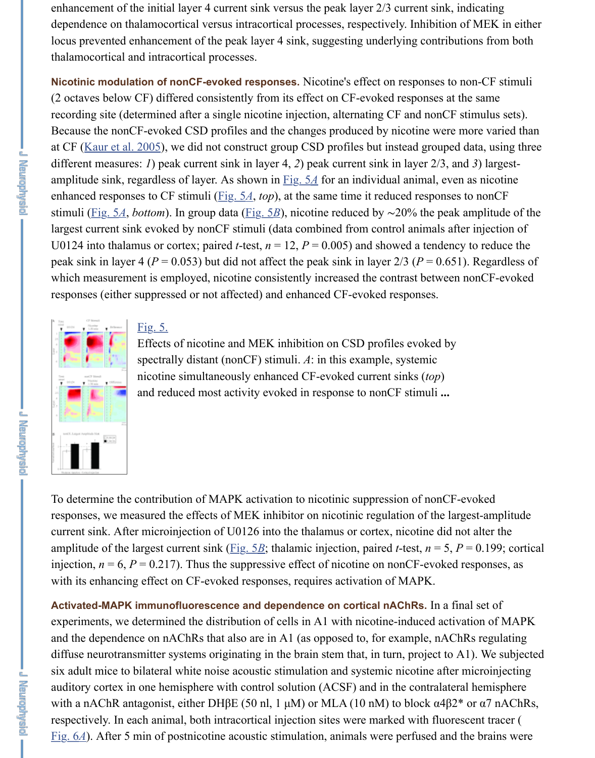enhancement of the initial layer 4 current sink versus the peak layer 2/3 current sink, indicating dependence on thalamocortical versus intracortical processes, respectively. Inhibition of MEK in either locus prevented enhancement of the peak layer 4 sink, suggesting underlying contributions from both thalamocortical and intracortical processes.

**Nicotinic modulation of nonCF-evoked responses.** Nicotine's effect on responses to non-CF stimuli (2 octaves below CF) differed consistently from its effect on CF-evoked responses at the same recording site (determined after a single nicotine injection, alternating CF and nonCF stimulus sets). Because the nonCF-evoked CSD profiles and the changes produced by nicotine were more varied than at CF (Kaur et al. 2005), we did not construct group CSD profiles but instead grouped data, using three different measures: *1*) peak current sink in layer 4, *2*) peak current sink in layer 2/3, and *3*) largest-amplitude sink, regardless of layer. As shown in Fig. 5*A* for an individual animal, even as nicotine enhanced responses to CF stimuli (Fig. 5*A*, *top*), at the same time it reduced responses to nonCF stimuli (Fig. 5*A*, *bottom*). In group data (Fig. 5*B*), nicotine reduced by ~20% the peak amplitude of the largest current sink evoked by nonCF stimuli (data combined from control animals after injection of U0124 into thalamus or cortex; paired *t*-test, $n = 12$, $P = 0.005$) and showed a tendency to reduce the peak sink in layer 4 ($P = 0.053$) but did not affect the peak sink in layer 2/3 ($P = 0.651$). Regardless of which measurement is employed, nicotine consistently increased the contrast between nonCF-evoked responses (either suppressed or not affected) and enhanced CF-evoked responses.

Fig. 5.

Effects of nicotine and MEK inhibition on CSD profiles evoked by spectrally distant (nonCF) stimuli. *A*: in this example, systemic nicotine simultaneously enhanced CF-evoked current sinks (*top*) and reduced most activity evoked in response to nonCF stimuli **...**

To determine the contribution of MAPK activation to nicotinic suppression of nonCF-evoked responses, we measured the effects of MEK inhibitor on nicotinic regulation of the largest-amplitude current sink. After microinjection of U0126 into the thalamus or cortex, nicotine did not alter the amplitude of the largest current sink (Fig. 5*B*; thalamic injection, paired *t*-test, $n = 5$, $P = 0.199$; cortical injection, $n = 6$, $P = 0.217$). Thus the suppressive effect of nicotine on nonCF-evoked responses, as with its enhancing effect on CF-evoked responses, requires activation of MAPK.

**Activated-MAPK immunofluorescence and dependence on cortical nAChRs.** In a final set of experiments, we determined the distribution of cells in A1 with nicotine-induced activation of MAPK and the dependence on nAChRs that also are in A1 (as opposed to, for example, nAChRs regulating diffuse neurotransmitter systems originating in the brain stem that, in turn, project to A1). We subjected six adult mice to bilateral white noise acoustic stimulation and systemic nicotine after microinjecting auditory cortex in one hemisphere with control solution (ACSF) and in the contralateral hemisphere with a nAChR antagonist, either DHβE (50 nl, 1 μM) or MLA (10 nM) to block α4β2* or α7 nAChRs, respectively. In each animal, both intracortical injection sites were marked with fluorescent tracer (Fig. 6*A*). After 5 min of postnicotine acoustic stimulation, animals were perfused and the brains were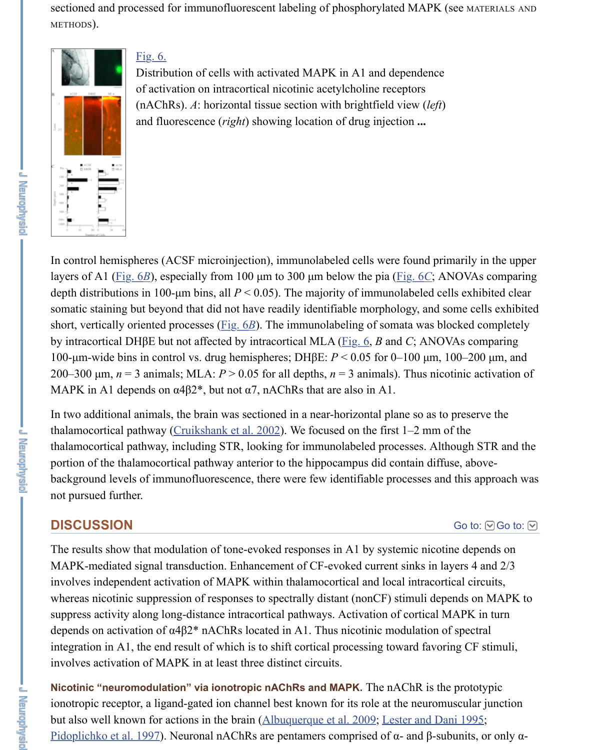sectioned and processed for immunofluorescent labeling of phosphorylated MAPK (see MATERIALS AND METHODS).

Fig. 6.

Distribution of cells with activated MAPK in A1 and dependence of activation on intracortical nicotinic acetylcholine receptors (nAChRs). *A*: horizontal tissue section with brightfield view (*left*) and fluorescence (*right*) showing location of drug injection ...

In control hemispheres (ACSF microinjection), immunolabeled cells were found primarily in the upper layers of A1 (Fig. 6*B*), especially from 100 µm to 300 µm below the pia (Fig. 6*C*; ANOVAs comparing depth distributions in 100-µm bins, all $P < 0.05$). The majority of immunolabeled cells exhibited clear somatic staining but beyond that did not have readily identifiable morphology, and some cells exhibited short, vertically oriented processes (Fig. 6*B*). The immunolabeling of somata was blocked completely by intracortical DHβE but not affected by intracortical MLA (Fig. 6, *B* and *C*; ANOVAs comparing 100-µm-wide bins in control vs. drug hemispheres; DHβE: $P < 0.05$ for 0–100 µm, 100–200 µm, and 200–300 µm, $n = 3$ animals; MLA: $P > 0.05$ for all depths, $n = 3$ animals). Thus nicotinic activation of MAPK in A1 depends on α4β2*, but not α7, nAChRs that are also in A1.

In two additional animals, the brain was sectioned in a near-horizontal plane so as to preserve the thalamocortical pathway (Cruikshank et al. 2002). We focused on the first 1–2 mm of the thalamocortical pathway, including STR, looking for immunolabeled processes. Although STR and the portion of the thalamocortical pathway anterior to the hippocampus did contain diffuse, above-background levels of immunofluorescence, there were few identifiable processes and this approach was not pursued further.

## DISCUSSION

The results show that modulation of tone-evoked responses in A1 by systemic nicotine depends on MAPK-mediated signal transduction. Enhancement of CF-evoked current sinks in layers 4 and 2/3 involves independent activation of MAPK within thalamocortical and local intracortical circuits, whereas nicotinic suppression of responses to spectrally distant (nonCF) stimuli depends on MAPK to suppress activity along long-distance intracortical pathways. Activation of cortical MAPK in turn depends on activation of α4β2* nAChRs located in A1. Thus nicotinic modulation of spectral integration in A1, the end result of which is to shift cortical processing toward favoring CF stimuli, involves activation of MAPK in at least three distinct circuits.

**Nicotinic "neuromodulation" via ionotropic nAChRs and MAPK.** The nAChR is the prototypic ionotropic receptor, a ligand-gated ion channel best known for its role at the neuromuscular junction but also well known for actions in the brain (Albuquerque et al. 2009; Lester and Dani 1995; Pidoplichko et al. 1997). Neuronal nAChRs are pentamers comprised of α- and β-subunits, or only α-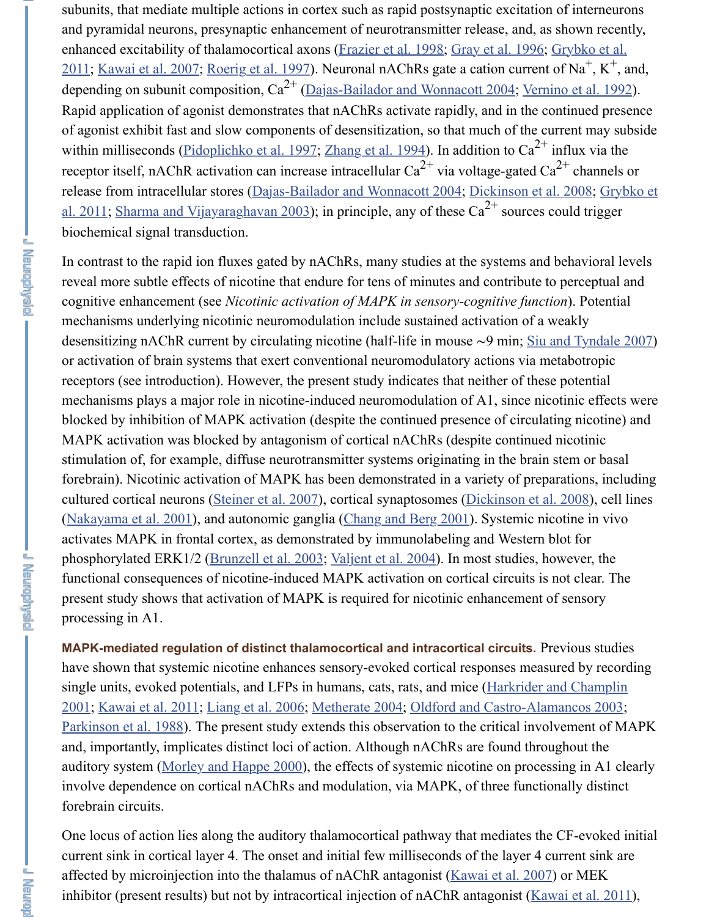subunits, that mediate multiple actions in cortex such as rapid postsynaptic excitation of interneurons and pyramidal neurons, presynaptic enhancement of neurotransmitter release, and, as shown recently, enhanced excitability of thalamocortical axons (Frazier et al. 1998; Gray et al. 1996; Grybko et al. 2011; Kawai et al. 2007; Roerig et al. 1997). Neuronal nAChRs gate a cation current of $Na^+$, $K^+$, and, depending on subunit composition, $Ca^{2+}$ (Dajas-Bailador and Wonnacott 2004; Vernino et al. 1992). Rapid application of agonist demonstrates that nAChRs activate rapidly, and in the continued presence of agonist exhibit fast and slow components of desensitization, so that much of the current may subside within milliseconds (Pidoplichko et al. 1997; Zhang et al. 1994). In addition to $Ca^{2+}$ influx via the receptor itself, nAChR activation can increase intracellular $Ca^{2+}$ via voltage-gated $Ca^{2+}$ channels or release from intracellular stores (Dajas-Bailador and Wonnacott 2004; Dickinson et al. 2008; Grybko et al. 2011; Sharma and Vijayaraghavan 2003); in principle, any of these $Ca^{2+}$ sources could trigger biochemical signal transduction.

In contrast to the rapid ion fluxes gated by nAChRs, many studies at the systems and behavioral levels reveal more subtle effects of nicotine that endure for tens of minutes and contribute to perceptual and cognitive enhancement (see *Nicotinic activation of MAPK in sensory-cognitive function*). Potential mechanisms underlying nicotinic neuromodulation include sustained activation of a weakly desensitizing nAChR current by circulating nicotine (half-life in mouse ~9 min; Siu and Tyndale 2007) or activation of brain systems that exert conventional neuromodulatory actions via metabotropic receptors (see introduction). However, the present study indicates that neither of these potential mechanisms plays a major role in nicotine-induced neuromodulation of A1, since nicotinic effects were blocked by inhibition of MAPK activation (despite the continued presence of circulating nicotine) and MAPK activation was blocked by antagonism of cortical nAChRs (despite continued nicotinic stimulation of, for example, diffuse neurotransmitter systems originating in the brain stem or basal forebrain). Nicotinic activation of MAPK has been demonstrated in a variety of preparations, including cultured cortical neurons (Steiner et al. 2007), cortical synaptosomes (Dickinson et al. 2008), cell lines (Nakayama et al. 2001), and autonomic ganglia (Chang and Berg 2001). Systemic nicotine in vivo activates MAPK in frontal cortex, as demonstrated by immunolabeling and Western blot for phosphorylated ERK1/2 (Brunzell et al. 2003; Valjent et al. 2004). In most studies, however, the functional consequences of nicotine-induced MAPK activation on cortical circuits is not clear. The present study shows that activation of MAPK is required for nicotinic enhancement of sensory processing in A1.

**MAPK-mediated regulation of distinct thalamocortical and intracortical circuits.** Previous studies have shown that systemic nicotine enhances sensory-evoked cortical responses measured by recording single units, evoked potentials, and LFPs in humans, cats, rats, and mice (Harkrider and Champlin 2001; Kawai et al. 2011; Liang et al. 2006; Metherate 2004; Oldford and Castro-Alamancos 2003; Parkinson et al. 1988). The present study extends this observation to the critical involvement of MAPK and, importantly, implicates distinct loci of action. Although nAChRs are found throughout the auditory system (Morley and Happe 2000), the effects of systemic nicotine on processing in A1 clearly involve dependence on cortical nAChRs and modulation, via MAPK, of three functionally distinct forebrain circuits.

One locus of action lies along the auditory thalamocortical pathway that mediates the CF-evoked initial current sink in cortical layer 4. The onset and initial few milliseconds of the layer 4 current sink are affected by microinjection into the thalamus of nAChR antagonist (Kawai et al. 2007) or MEK inhibitor (present results) but not by intracortical injection of nAChR antagonist (Kawai et al. 2011),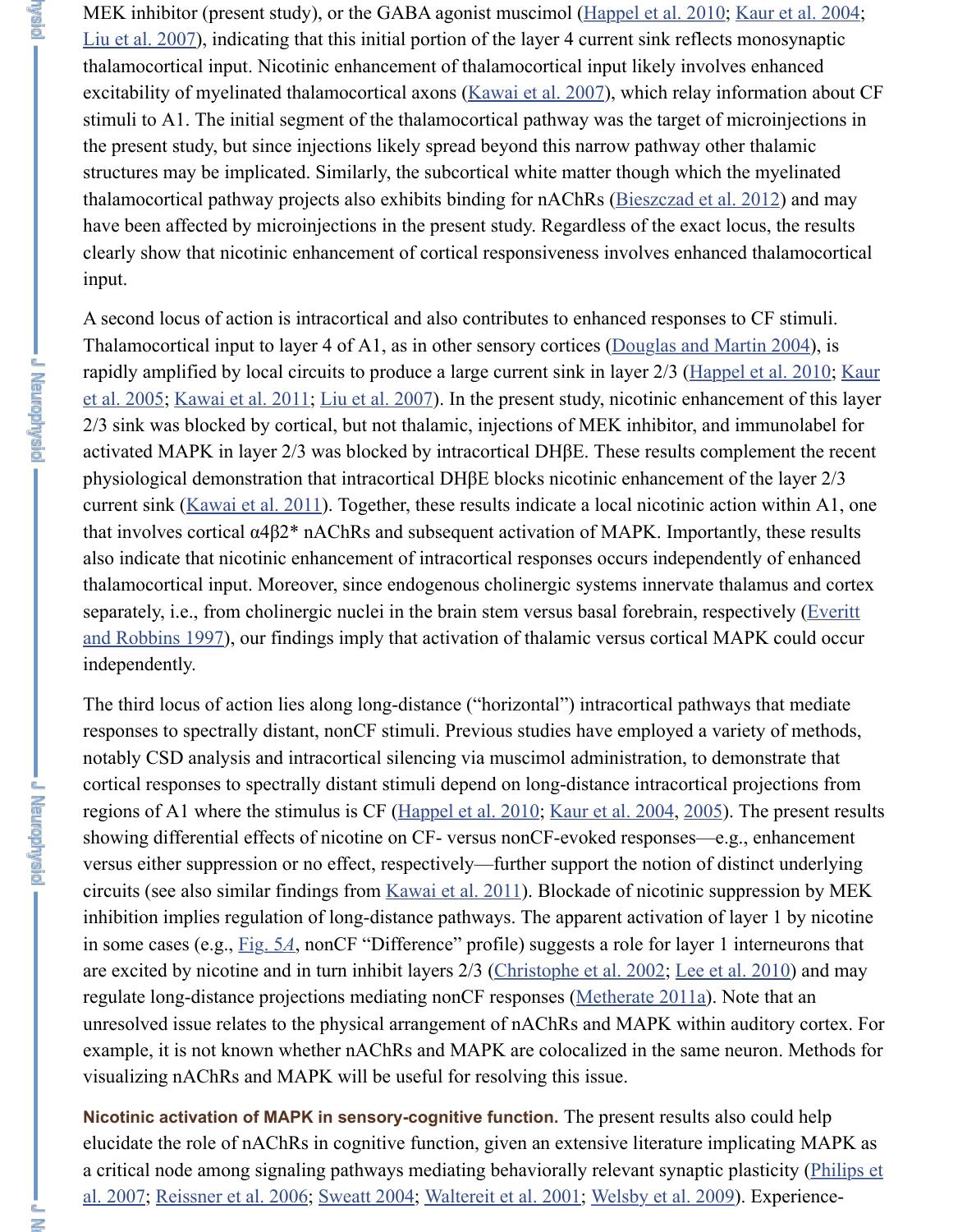MEK inhibitor (present study), or the GABA agonist muscimol (Happel et al. 2010; Kaur et al. 2004; Liu et al. 2007), indicating that this initial portion of the layer 4 current sink reflects monosynaptic thalamocortical input. Nicotinic enhancement of thalamocortical input likely involves enhanced excitability of myelinated thalamocortical axons (Kawai et al. 2007), which relay information about CF stimuli to A1. The initial segment of the thalamocortical pathway was the target of microinjections in the present study, but since injections likely spread beyond this narrow pathway other thalamic structures may be implicated. Similarly, the subcortical white matter though which the myelinated thalamocortical pathway projects also exhibits binding for nAChRs (Bieszczad et al. 2012) and may have been affected by microinjections in the present study. Regardless of the exact locus, the results clearly show that nicotinic enhancement of cortical responsiveness involves enhanced thalamocortical input.

A second locus of action is intracortical and also contributes to enhanced responses to CF stimuli. Thalamocortical input to layer 4 of A1, as in other sensory cortices (Douglas and Martin 2004), is rapidly amplified by local circuits to produce a large current sink in layer 2/3 (Happel et al. 2010; Kaur et al. 2005; Kawai et al. 2011; Liu et al. 2007). In the present study, nicotinic enhancement of this layer 2/3 sink was blocked by cortical, but not thalamic, injections of MEK inhibitor, and immunolabel for activated MAPK in layer 2/3 was blocked by intracortical DHβE. These results complement the recent physiological demonstration that intracortical DHβE blocks nicotinic enhancement of the layer 2/3 current sink (Kawai et al. 2011). Together, these results indicate a local nicotinic action within A1, one that involves cortical α4β2* nAChRs and subsequent activation of MAPK. Importantly, these results also indicate that nicotinic enhancement of intracortical responses occurs independently of enhanced thalamocortical input. Moreover, since endogenous cholinergic systems innervate thalamus and cortex separately, i.e., from cholinergic nuclei in the brain stem versus basal forebrain, respectively (Everitt and Robbins 1997), our findings imply that activation of thalamic versus cortical MAPK could occur independently.

The third locus of action lies along long-distance ("horizontal") intracortical pathways that mediate responses to spectrally distant, nonCF stimuli. Previous studies have employed a variety of methods, notably CSD analysis and intracortical silencing via muscimol administration, to demonstrate that cortical responses to spectrally distant stimuli depend on long-distance intracortical projections from regions of A1 where the stimulus is CF (Happel et al. 2010; Kaur et al. 2004, 2005). The present results showing differential effects of nicotine on CF- versus nonCF-evoked responses—e.g., enhancement versus either suppression or no effect, respectively—further support the notion of distinct underlying circuits (see also similar findings from Kawai et al. 2011). Blockade of nicotinic suppression by MEK inhibition implies regulation of long-distance pathways. The apparent activation of layer 1 by nicotine in some cases (e.g., Fig. 5A, nonCF "Difference" profile) suggests a role for layer 1 interneurons that are excited by nicotine and in turn inhibit layers 2/3 (Christophe et al. 2002; Lee et al. 2010) and may regulate long-distance projections mediating nonCF responses (Metherate 2011a). Note that an unresolved issue relates to the physical arrangement of nAChRs and MAPK within auditory cortex. For example, it is not known whether nAChRs and MAPK are colocalized in the same neuron. Methods for visualizing nAChRs and MAPK will be useful for resolving this issue.

**Nicotinic activation of MAPK in sensory-cognitive function.** The present results also could help elucidate the role of nAChRs in cognitive function, given an extensive literature implicating MAPK as a critical node among signaling pathways mediating behaviorally relevant synaptic plasticity (Philips et al. 2007; Reissner et al. 2006; Sweatt 2004; Waltereit et al. 2001; Welsby et al. 2009). Experience-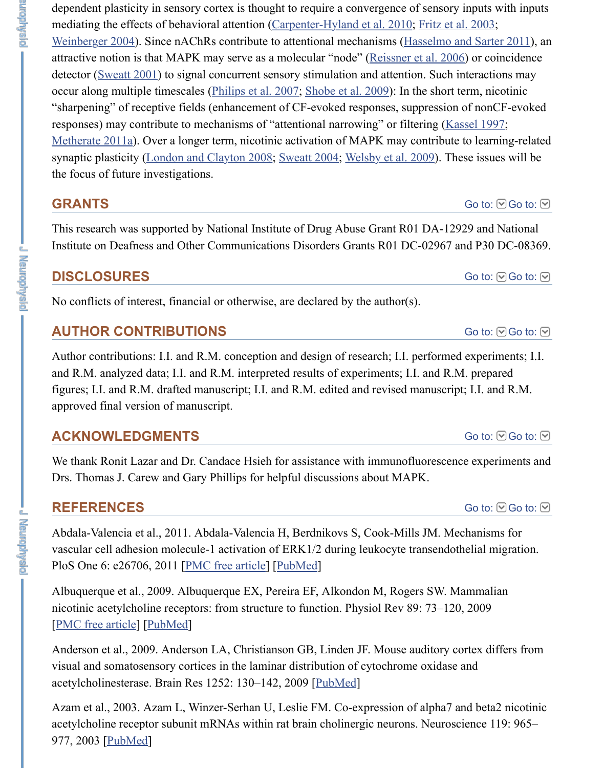dependent plasticity in sensory cortex is thought to require a convergence of sensory inputs with inputs mediating the effects of behavioral attention (Carpenter-Hyland et al. 2010; Fritz et al. 2003; Weinberger 2004). Since nAChRs contribute to attentional mechanisms (Hasselmo and Sarter 2011), an attractive notion is that MAPK may serve as a molecular "node" (Reissner et al. 2006) or coincidence detector (Sweatt 2001) to signal concurrent sensory stimulation and attention. Such interactions may occur along multiple timescales (Philips et al. 2007; Shobe et al. 2009): In the short term, nicotinic "sharpening" of receptive fields (enhancement of CF-evoked responses, suppression of nonCF-evoked responses) may contribute to mechanisms of "attentional narrowing" or filtering (Kassel 1997; Metherate 2011a). Over a longer term, nicotinic activation of MAPK may contribute to learning-related synaptic plasticity (London and Clayton 2008; Sweatt 2004; Welsby et al. 2009). These issues will be the focus of future investigations.

## GRANTS

This research was supported by National Institute of Drug Abuse Grant R01 DA-12929 and National Institute on Deafness and Other Communications Disorders Grants R01 DC-02967 and P30 DC-08369.

## DISCLOSURES

No conflicts of interest, financial or otherwise, are declared by the author(s).

## AUTHOR CONTRIBUTIONS

Author contributions: I.I. and R.M. conception and design of research; I.I. performed experiments; I.I. and R.M. analyzed data; I.I. and R.M. interpreted results of experiments; I.I. and R.M. prepared figures; I.I. and R.M. drafted manuscript; I.I. and R.M. edited and revised manuscript; I.I. and R.M. approved final version of manuscript.

## ACKNOWLEDGMENTS

We thank Ronit Lazar and Dr. Candace Hsieh for assistance with immunofluorescence experiments and Drs. Thomas J. Carew and Gary Phillips for helpful discussions about MAPK.

## REFERENCES

Abdala-Valencia et al., 2011. Abdala-Valencia H, Berdnikovs S, Cook-Mills JM. Mechanisms for vascular cell adhesion molecule-1 activation of ERK1/2 during leukocyte transendothelial migration. PloS One 6: e26706, 2011 [PMC free article] [PubMed]

Albuquerque et al., 2009. Albuquerque EX, Pereira EF, Alkondon M, Rogers SW. Mammalian nicotinic acetylcholine receptors: from structure to function. Physiol Rev 89: 73–120, 2009 [PMC free article] [PubMed]

Anderson et al., 2009. Anderson LA, Christianson GB, Linden JF. Mouse auditory cortex differs from visual and somatosensory cortices in the laminar distribution of cytochrome oxidase and acetylcholinesterase. Brain Res 1252: 130–142, 2009 [PubMed]

Azam et al., 2003. Azam L, Winzer-Serhan U, Leslie FM. Co-expression of alpha7 and beta2 nicotinic acetylcholine receptor subunit mRNAs within rat brain cholinergic neurons. Neuroscience 119: 965–977, 2003 [PubMed]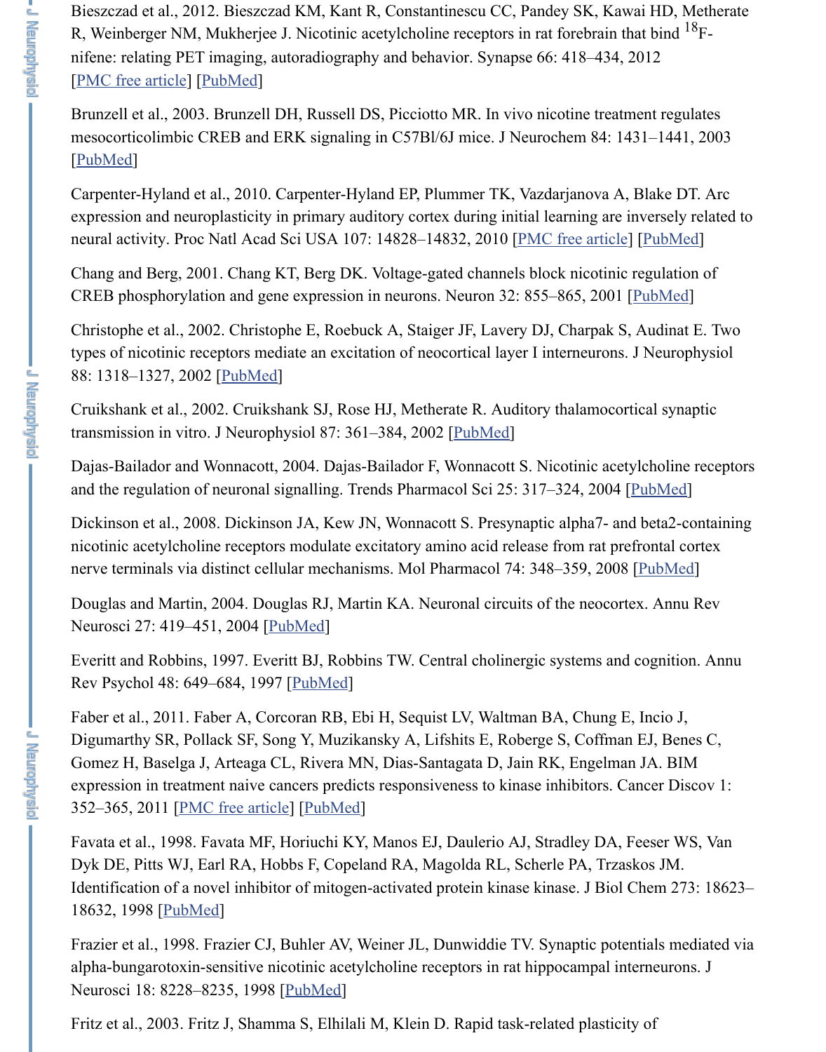Bieszczad et al., 2012. Bieszczad KM, Kant R, Constantinescu CC, Pandey SK, Kawai HD, Metherate R, Weinberger NM, Mukherjee J. Nicotinic acetylcholine receptors in rat forebrain that bind $^{18}$F-nifene: relating PET imaging, autoradiography and behavior. Synapse 66: 418–434, 2012 [PMC free article] [PubMed]

Brunzell et al., 2003. Brunzell DH, Russell DS, Picciotto MR. In vivo nicotine treatment regulates mesocorticolimbic CREB and ERK signaling in C57Bl/6J mice. J Neurochem 84: 1431–1441, 2003 [PubMed]

Carpenter-Hyland et al., 2010. Carpenter-Hyland EP, Plummer TK, Vazdarjanova A, Blake DT. Arc expression and neuroplasticity in primary auditory cortex during initial learning are inversely related to neural activity. Proc Natl Acad Sci USA 107: 14828–14832, 2010 [PMC free article] [PubMed]

Chang and Berg, 2001. Chang KT, Berg DK. Voltage-gated channels block nicotinic regulation of CREB phosphorylation and gene expression in neurons. Neuron 32: 855–865, 2001 [PubMed]

Christophe et al., 2002. Christophe E, Roebuck A, Staiger JF, Lavery DJ, Charpak S, Audinat E. Two types of nicotinic receptors mediate an excitation of neocortical layer I interneurons. J Neurophysiol 88: 1318–1327, 2002 [PubMed]

Cruikshank et al., 2002. Cruikshank SJ, Rose HJ, Metherate R. Auditory thalamocortical synaptic transmission in vitro. J Neurophysiol 87: 361–384, 2002 [PubMed]

Dajas-Bailador and Wonnacott, 2004. Dajas-Bailador F, Wonnacott S. Nicotinic acetylcholine receptors and the regulation of neuronal signalling. Trends Pharmacol Sci 25: 317–324, 2004 [PubMed]

Dickinson et al., 2008. Dickinson JA, Kew JN, Wonnacott S. Presynaptic alpha7- and beta2-containing nicotinic acetylcholine receptors modulate excitatory amino acid release from rat prefrontal cortex nerve terminals via distinct cellular mechanisms. Mol Pharmacol 74: 348–359, 2008 [PubMed]

Douglas and Martin, 2004. Douglas RJ, Martin KA. Neuronal circuits of the neocortex. Annu Rev Neurosci 27: 419–451, 2004 [PubMed]

Everitt and Robbins, 1997. Everitt BJ, Robbins TW. Central cholinergic systems and cognition. Annu Rev Psychol 48: 649–684, 1997 [PubMed]

Faber et al., 2011. Faber A, Corcoran RB, Ebi H, Sequist LV, Waltman BA, Chung E, Incio J, Digumarthy SR, Pollack SF, Song Y, Muzikansky A, Lifshits E, Roberge S, Coffman EJ, Benes C, Gomez H, Baselga J, Arteaga CL, Rivera MN, Dias-Santagata D, Jain RK, Engelman JA. BIM expression in treatment naive cancers predicts responsiveness to kinase inhibitors. Cancer Discov 1: 352–365, 2011 [PMC free article] [PubMed]

Favata et al., 1998. Favata MF, Horiuchi KY, Manos EJ, Daulerio AJ, Stradley DA, Feeser WS, Van Dyk DE, Pitts WJ, Earl RA, Hobbs F, Copeland RA, Magolda RL, Scherle PA, Trzaskos JM. Identification of a novel inhibitor of mitogen-activated protein kinase kinase. J Biol Chem 273: 18623–18632, 1998 [PubMed]

Frazier et al., 1998. Frazier CJ, Buhler AV, Weiner JL, Dunwiddie TV. Synaptic potentials mediated via alpha-bungarotoxin-sensitive nicotinic acetylcholine receptors in rat hippocampal interneurons. J Neurosci 18: 8228–8235, 1998 [PubMed]

Fritz et al., 2003. Fritz J, Shamma S, Elhilali M, Klein D. Rapid task-related plasticity of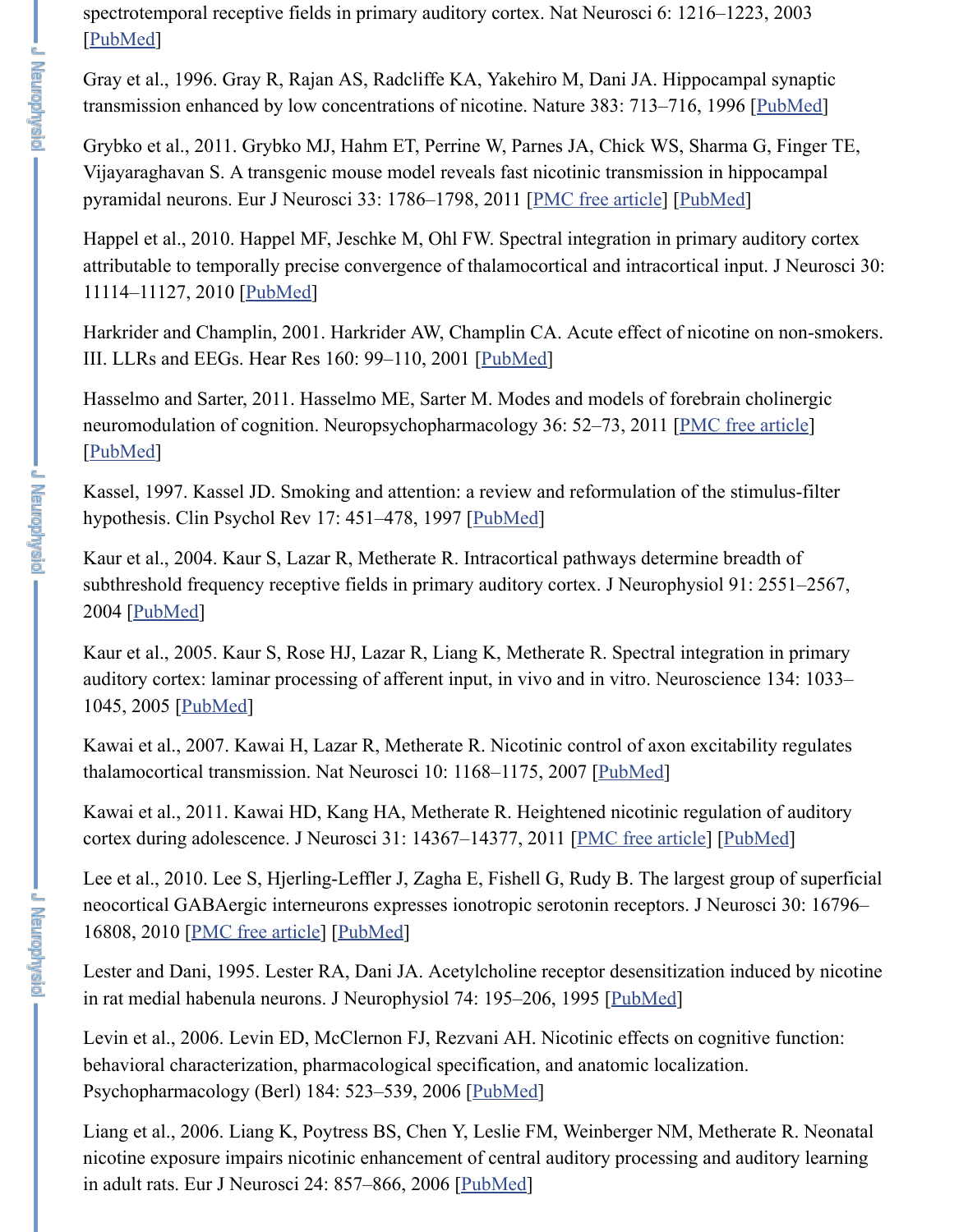spectrotemporal receptive fields in primary auditory cortex. Nat Neurosci 6: 1216–1223, 2003 [PubMed]

Gray et al., 1996. Gray R, Rajan AS, Radcliffe KA, Yakehiro M, Dani JA. Hippocampal synaptic transmission enhanced by low concentrations of nicotine. Nature 383: 713–716, 1996 [PubMed]

Grybko et al., 2011. Grybko MJ, Hahm ET, Perrine W, Parnes JA, Chick WS, Sharma G, Finger TE, Vijayaraghavan S. A transgenic mouse model reveals fast nicotinic transmission in hippocampal pyramidal neurons. Eur J Neurosci 33: 1786–1798, 2011 [PMC free article] [PubMed]

Happel et al., 2010. Happel MF, Jeschke M, Ohl FW. Spectral integration in primary auditory cortex attributable to temporally precise convergence of thalamocortical and intracortical input. J Neurosci 30: 11114–11127, 2010 [PubMed]

Harkrider and Champlin, 2001. Harkrider AW, Champlin CA. Acute effect of nicotine on non-smokers. III. LLRs and EEGs. Hear Res 160: 99–110, 2001 [PubMed]

Hasselmo and Sarter, 2011. Hasselmo ME, Sarter M. Modes and models of forebrain cholinergic neuromodulation of cognition. Neuropsychopharmacology 36: 52–73, 2011 [PMC free article] [PubMed]

Kassel, 1997. Kassel JD. Smoking and attention: a review and reformulation of the stimulus-filter hypothesis. Clin Psychol Rev 17: 451–478, 1997 [PubMed]

Kaur et al., 2004. Kaur S, Lazar R, Metherate R. Intracortical pathways determine breadth of subthreshold frequency receptive fields in primary auditory cortex. J Neurophysiol 91: 2551–2567, 2004 [PubMed]

Kaur et al., 2005. Kaur S, Rose HJ, Lazar R, Liang K, Metherate R. Spectral integration in primary auditory cortex: laminar processing of afferent input, in vivo and in vitro. Neuroscience 134: 1033–1045, 2005 [PubMed]

Kawai et al., 2007. Kawai H, Lazar R, Metherate R. Nicotinic control of axon excitability regulates thalamocortical transmission. Nat Neurosci 10: 1168–1175, 2007 [PubMed]

Kawai et al., 2011. Kawai HD, Kang HA, Metherate R. Heightened nicotinic regulation of auditory cortex during adolescence. J Neurosci 31: 14367–14377, 2011 [PMC free article] [PubMed]

Lee et al., 2010. Lee S, Hjerling-Leffler J, Zagha E, Fishell G, Rudy B. The largest group of superficial neocortical GABAergic interneurons expresses ionotropic serotonin receptors. J Neurosci 30: 16796–16808, 2010 [PMC free article] [PubMed]

Lester and Dani, 1995. Lester RA, Dani JA. Acetylcholine receptor desensitization induced by nicotine in rat medial habenula neurons. J Neurophysiol 74: 195–206, 1995 [PubMed]

Levin et al., 2006. Levin ED, McClernon FJ, Rezvani AH. Nicotinic effects on cognitive function: behavioral characterization, pharmacological specification, and anatomic localization. Psychopharmacology (Berl) 184: 523–539, 2006 [PubMed]

Liang et al., 2006. Liang K, Poytress BS, Chen Y, Leslie FM, Weinberger NM, Metherate R. Neonatal nicotine exposure impairs nicotinic enhancement of central auditory processing and auditory learning in adult rats. Eur J Neurosci 24: 857–866, 2006 [PubMed]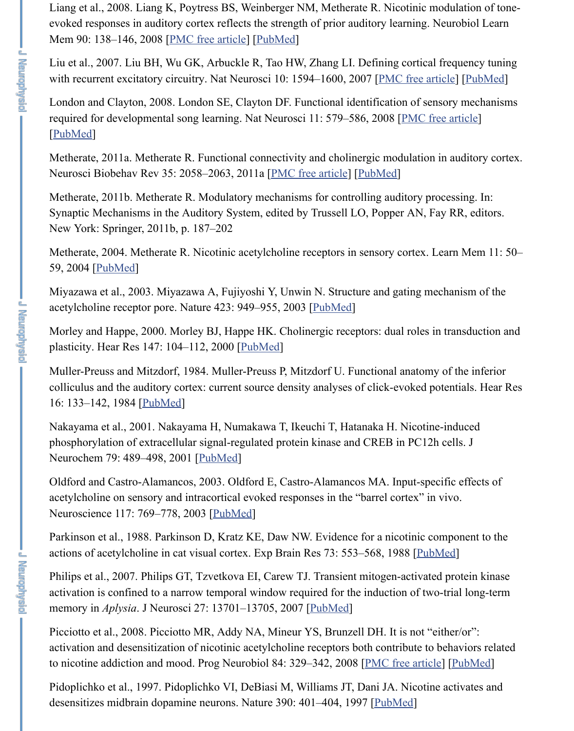Liang et al., 2008. Liang K, Poytress BS, Weinberger NM, Metherate R. Nicotinic modulation of tone-evoked responses in auditory cortex reflects the strength of prior auditory learning. Neurobiol Learn Mem 90: 138–146, 2008 [PMC free article] [PubMed]

Liu et al., 2007. Liu BH, Wu GK, Arbuckle R, Tao HW, Zhang LI. Defining cortical frequency tuning with recurrent excitatory circuitry. Nat Neurosci 10: 1594–1600, 2007 [PMC free article] [PubMed]

London and Clayton, 2008. London SE, Clayton DF. Functional identification of sensory mechanisms required for developmental song learning. Nat Neurosci 11: 579–586, 2008 [PMC free article] [PubMed]

Metherate, 2011a. Metherate R. Functional connectivity and cholinergic modulation in auditory cortex. Neurosci Biobehav Rev 35: 2058–2063, 2011a [PMC free article] [PubMed]

Metherate, 2011b. Metherate R. Modulatory mechanisms for controlling auditory processing. In: Synaptic Mechanisms in the Auditory System, edited by Trussell LO, Popper AN, Fay RR, editors. New York: Springer, 2011b, p. 187–202

Metherate, 2004. Metherate R. Nicotinic acetylcholine receptors in sensory cortex. Learn Mem 11: 50–59, 2004 [PubMed]

Miyazawa et al., 2003. Miyazawa A, Fujiyoshi Y, Unwin N. Structure and gating mechanism of the acetylcholine receptor pore. Nature 423: 949–955, 2003 [PubMed]

Morley and Happe, 2000. Morley BJ, Happe HK. Cholinergic receptors: dual roles in transduction and plasticity. Hear Res 147: 104–112, 2000 [PubMed]

Muller-Preuss and Mitzdorf, 1984. Muller-Preuss P, Mitzdorf U. Functional anatomy of the inferior colliculus and the auditory cortex: current source density analyses of click-evoked potentials. Hear Res 16: 133–142, 1984 [PubMed]

Nakayama et al., 2001. Nakayama H, Numakawa T, Ikeuchi T, Hatanaka H. Nicotine-induced phosphorylation of extracellular signal-regulated protein kinase and CREB in PC12h cells. J Neurochem 79: 489–498, 2001 [PubMed]

Oldford and Castro-Alamancos, 2003. Oldford E, Castro-Alamancos MA. Input-specific effects of acetylcholine on sensory and intracortical evoked responses in the "barrel cortex" in vivo. Neuroscience 117: 769–778, 2003 [PubMed]

Parkinson et al., 1988. Parkinson D, Kratz KE, Daw NW. Evidence for a nicotinic component to the actions of acetylcholine in cat visual cortex. Exp Brain Res 73: 553–568, 1988 [PubMed]

Philips et al., 2007. Philips GT, Tzvetkova EI, Carew TJ. Transient mitogen-activated protein kinase activation is confined to a narrow temporal window required for the induction of two-trial long-term memory in *Aplysia*. J Neurosci 27: 13701–13705, 2007 [PubMed]

Picciotto et al., 2008. Picciotto MR, Addy NA, Mineur YS, Brunzell DH. It is not "either/or": activation and desensitization of nicotinic acetylcholine receptors both contribute to behaviors related to nicotine addiction and mood. Prog Neurobiol 84: 329–342, 2008 [PMC free article] [PubMed]

Pidoplichko et al., 1997. Pidoplichko VI, DeBiasi M, Williams JT, Dani JA. Nicotine activates and desensitizes midbrain dopamine neurons. Nature 390: 401–404, 1997 [PubMed]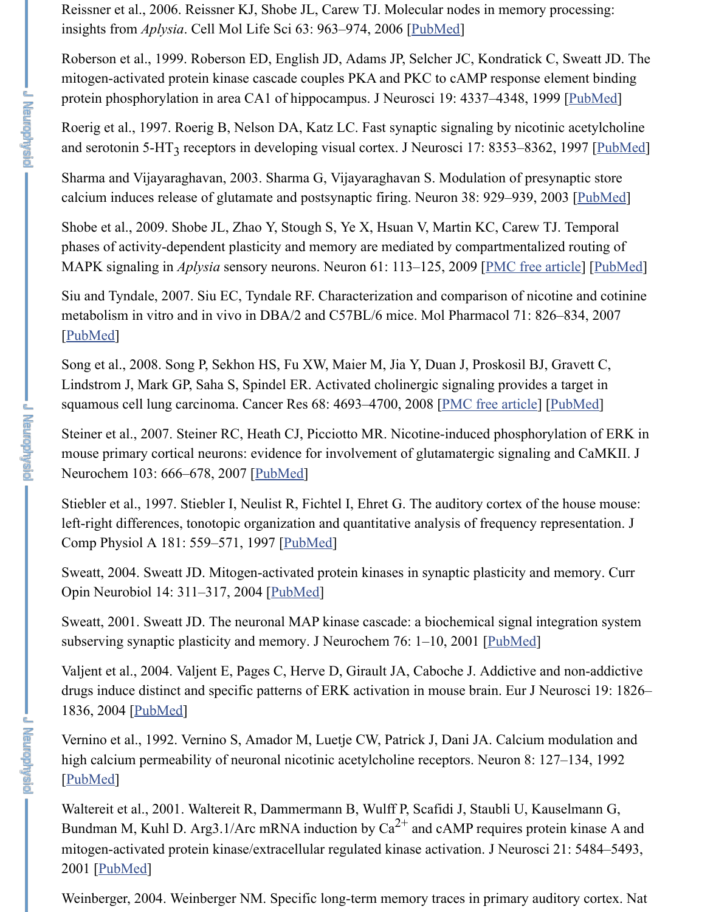Reissner et al., 2006. Reissner KJ, Shobe JL, Carew TJ. Molecular nodes in memory processing: insights from *Aplysia*. Cell Mol Life Sci 63: 963–974, 2006 [PubMed]

Roberson et al., 1999. Roberson ED, English JD, Adams JP, Selcher JC, Kondratick C, Sweatt JD. The mitogen-activated protein kinase cascade couples PKA and PKC to cAMP response element binding protein phosphorylation in area CA1 of hippocampus. J Neurosci 19: 4337–4348, 1999 [PubMed]

Roerig et al., 1997. Roerig B, Nelson DA, Katz LC. Fast synaptic signaling by nicotinic acetylcholine and serotonin 5-HT$_3$ receptors in developing visual cortex. J Neurosci 17: 8353–8362, 1997 [PubMed]

Sharma and Vijayaraghavan, 2003. Sharma G, Vijayaraghavan S. Modulation of presynaptic store calcium induces release of glutamate and postsynaptic firing. Neuron 38: 929–939, 2003 [PubMed]

Shobe et al., 2009. Shobe JL, Zhao Y, Stough S, Ye X, Hsuan V, Martin KC, Carew TJ. Temporal phases of activity-dependent plasticity and memory are mediated by compartmentalized routing of MAPK signaling in *Aplysia* sensory neurons. Neuron 61: 113–125, 2009 [PMC free article] [PubMed]

Siu and Tyndale, 2007. Siu EC, Tyndale RF. Characterization and comparison of nicotine and cotinine metabolism in vitro and in vivo in DBA/2 and C57BL/6 mice. Mol Pharmacol 71: 826–834, 2007 [PubMed]

Song et al., 2008. Song P, Sekhon HS, Fu XW, Maier M, Jia Y, Duan J, Proskosil BJ, Gravett C, Lindstrom J, Mark GP, Saha S, Spindel ER. Activated cholinergic signaling provides a target in squamous cell lung carcinoma. Cancer Res 68: 4693–4700, 2008 [PMC free article] [PubMed]

Steiner et al., 2007. Steiner RC, Heath CJ, Picciotto MR. Nicotine-induced phosphorylation of ERK in mouse primary cortical neurons: evidence for involvement of glutamatergic signaling and CaMKII. J Neurochem 103: 666–678, 2007 [PubMed]

Stiebler et al., 1997. Stiebler I, Neulist R, Fichtel I, Ehret G. The auditory cortex of the house mouse: left-right differences, tonotopic organization and quantitative analysis of frequency representation. J Comp Physiol A 181: 559–571, 1997 [PubMed]

Sweatt, 2004. Sweatt JD. Mitogen-activated protein kinases in synaptic plasticity and memory. Curr Opin Neurobiol 14: 311–317, 2004 [PubMed]

Sweatt, 2001. Sweatt JD. The neuronal MAP kinase cascade: a biochemical signal integration system subserving synaptic plasticity and memory. J Neurochem 76: 1–10, 2001 [PubMed]

Valjent et al., 2004. Valjent E, Pages C, Herve D, Girault JA, Caboche J. Addictive and non-addictive drugs induce distinct and specific patterns of ERK activation in mouse brain. Eur J Neurosci 19: 1826–1836, 2004 [PubMed]

Vernino et al., 1992. Vernino S, Amador M, Luetje CW, Patrick J, Dani JA. Calcium modulation and high calcium permeability of neuronal nicotinic acetylcholine receptors. Neuron 8: 127–134, 1992 [PubMed]

Waltereit et al., 2001. Waltereit R, Dammermann B, Wulff P, Scafidi J, Staubli U, Kauselmann G, Bundman M, Kuhl D. Arg3.1/Arc mRNA induction by $Ca^{2+}$ and cAMP requires protein kinase A and mitogen-activated protein kinase/extracellular regulated kinase activation. J Neurosci 21: 5484–5493, 2001 [PubMed]

Weinberger, 2004. Weinberger NM. Specific long-term memory traces in primary auditory cortex. Nat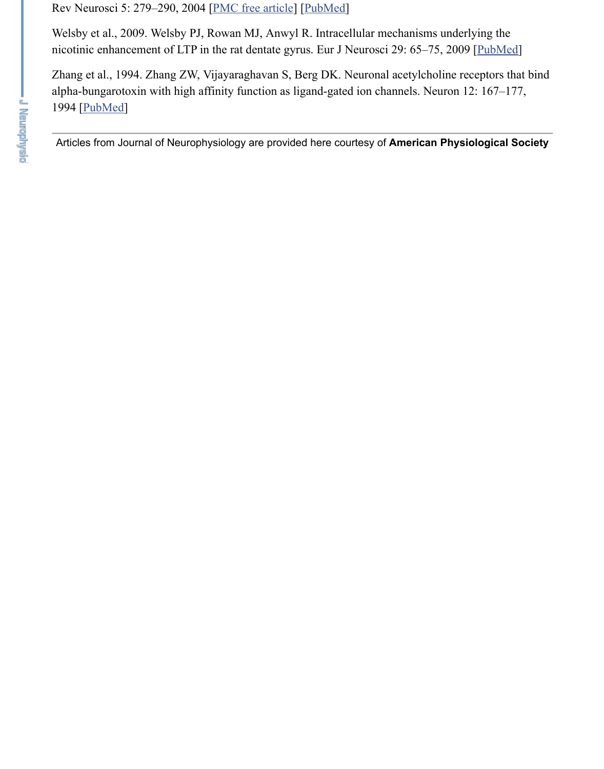Rev Neurosci 5: 279–290, 2004 [PMC free article] [PubMed]

Welsby et al., 2009. Welsby PJ, Rowan MJ, Anwyl R. Intracellular mechanisms underlying the nicotinic enhancement of LTP in the rat dentate gyrus. Eur J Neurosci 29: 65–75, 2009 [PubMed]

Zhang et al., 1994. Zhang ZW, Vijayaraghavan S, Berg DK. Neuronal acetylcholine receptors that bind alpha-bungarotoxin with high affinity function as ligand-gated ion channels. Neuron 12: 167–177, 1994 [PubMed]

Articles from Journal of Neurophysiology are provided here courtesy of **American Physiological Society**